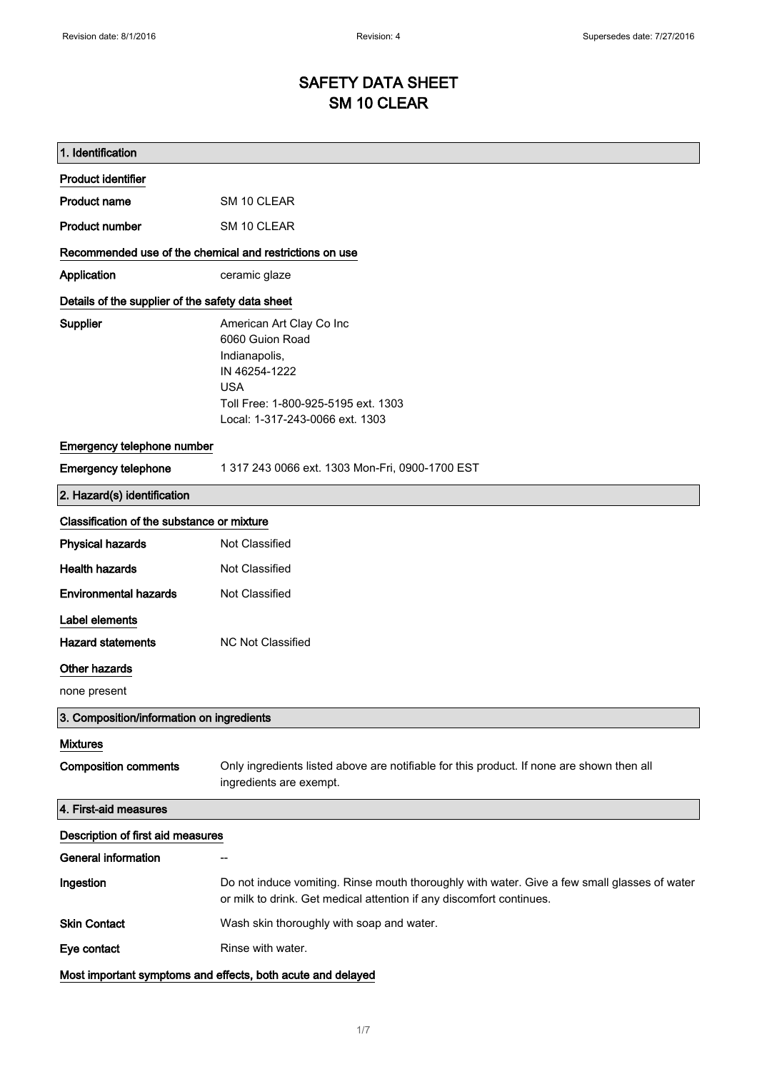# SAFETY DATA SHEET
# SM 10 CLEAR

## 1. Identification

**Product identifier**

| | |
|---|---|
| **Product name** | SM 10 CLEAR |
| **Product number** | SM 10 CLEAR |

**Recommended use of the chemical and restrictions on use**

| | |
|---|---|
| **Application** | ceramic glaze |

**Details of the supplier of the safety data sheet**

**Supplier**

American Art Clay Co Inc
6060 Guion Road
Indianapolis,
IN 46254-1222
USA
Toll Free: 1-800-925-5195 ext. 1303
Local: 1-317-243-0066 ext. 1303

**Emergency telephone number**

| | |
|---|---|
| **Emergency telephone** | 1 317 243 0066 ext. 1303 Mon-Fri, 0900-1700 EST |

## 2. Hazard(s) identification

**Classification of the substance or mixture**

| | |
|---|---|
| **Physical hazards** | Not Classified |
| **Health hazards** | Not Classified |
| **Environmental hazards** | Not Classified |

**Label elements**

| | |
|---|---|
| **Hazard statements** | NC Not Classified |

**Other hazards**

none present

## 3. Composition/information on ingredients

**Mixtures**

| | |
|---|---|
| **Composition comments** | Only ingredients listed above are notifiable for this product. If none are shown then all ingredients are exempt. |

## 4. First-aid measures

**Description of first aid measures**

| | |
|---|---|
| **General information** | -- |
| **Ingestion** | Do not induce vomiting. Rinse mouth thoroughly with water. Give a few small glasses of water or milk to drink. Get medical attention if any discomfort continues. |
| **Skin Contact** | Wash skin thoroughly with soap and water. |
| **Eye contact** | Rinse with water. |

**Most important symptoms and effects, both acute and delayed**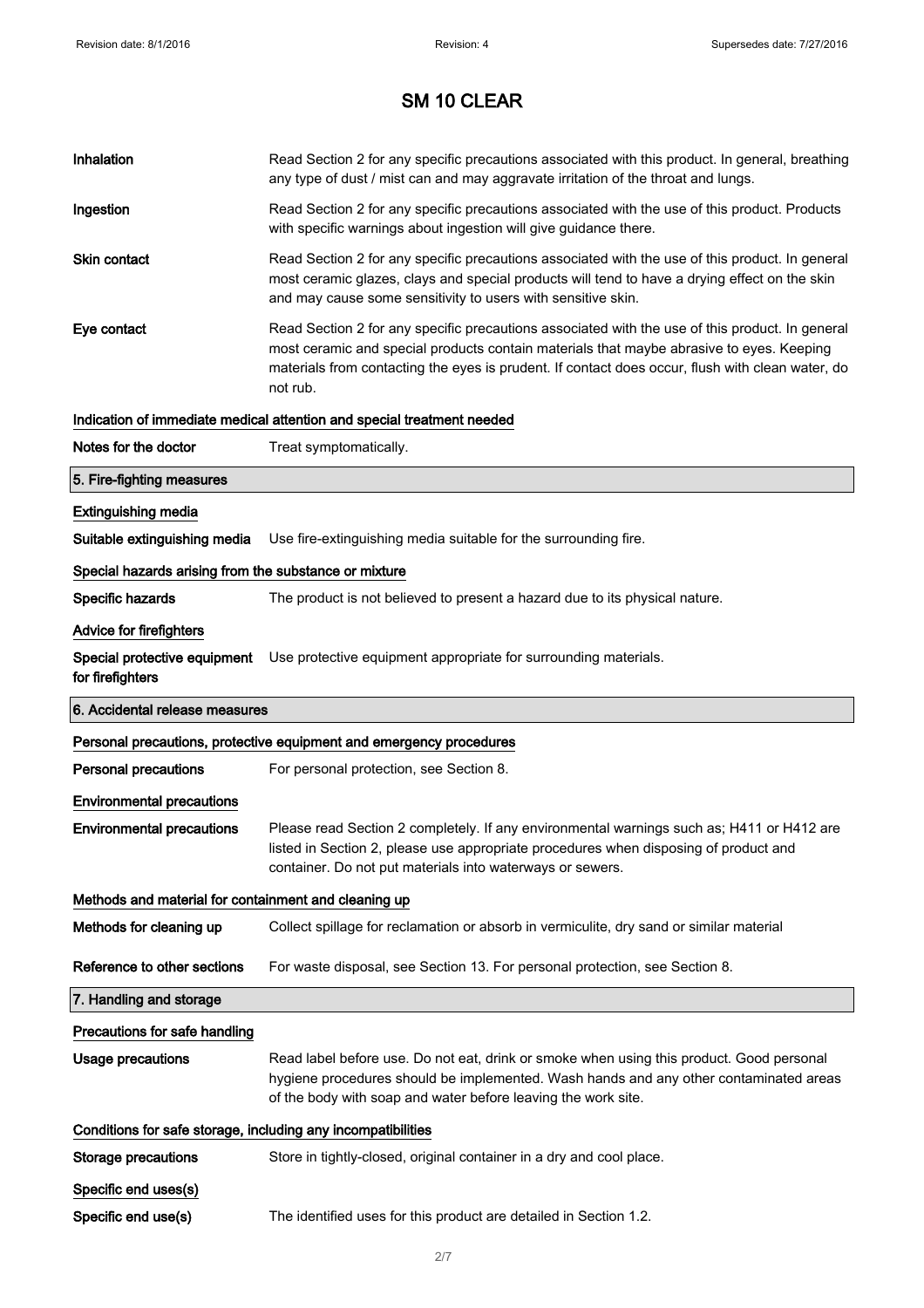# SM 10 CLEAR

**Inhalation** Read Section 2 for any specific precautions associated with this product. In general, breathing any type of dust / mist can and may aggravate irritation of the throat and lungs.

**Ingestion** Read Section 2 for any specific precautions associated with the use of this product. Products with specific warnings about ingestion will give guidance there.

**Skin contact** Read Section 2 for any specific precautions associated with the use of this product. In general most ceramic glazes, clays and special products will tend to have a drying effect on the skin and may cause some sensitivity to users with sensitive skin.

**Eye contact** Read Section 2 for any specific precautions associated with the use of this product. In general most ceramic and special products contain materials that maybe abrasive to eyes. Keeping materials from contacting the eyes is prudent. If contact does occur, flush with clean water, do not rub.

### Indication of immediate medical attention and special treatment needed

**Notes for the doctor** Treat symptomatically.

## 5. Fire-fighting measures

### Extinguishing media

**Suitable extinguishing media** Use fire-extinguishing media suitable for the surrounding fire.

### Special hazards arising from the substance or mixture

**Specific hazards** The product is not believed to present a hazard due to its physical nature.

### Advice for firefighters

**Special protective equipment for firefighters** Use protective equipment appropriate for surrounding materials.

## 6. Accidental release measures

### Personal precautions, protective equipment and emergency procedures

**Personal precautions** For personal protection, see Section 8.

### Environmental precautions

**Environmental precautions** Please read Section 2 completely. If any environmental warnings such as; H411 or H412 are listed in Section 2, please use appropriate procedures when disposing of product and container. Do not put materials into waterways or sewers.

### Methods and material for containment and cleaning up

**Methods for cleaning up** Collect spillage for reclamation or absorb in vermiculite, dry sand or similar material

**Reference to other sections** For waste disposal, see Section 13. For personal protection, see Section 8.

## 7. Handling and storage

### Precautions for safe handling

**Usage precautions** Read label before use. Do not eat, drink or smoke when using this product. Good personal hygiene procedures should be implemented. Wash hands and any other contaminated areas of the body with soap and water before leaving the work site.

### Conditions for safe storage, including any incompatibilities

**Storage precautions** Store in tightly-closed, original container in a dry and cool place.

### Specific end uses(s)

**Specific end use(s)** The identified uses for this product are detailed in Section 1.2.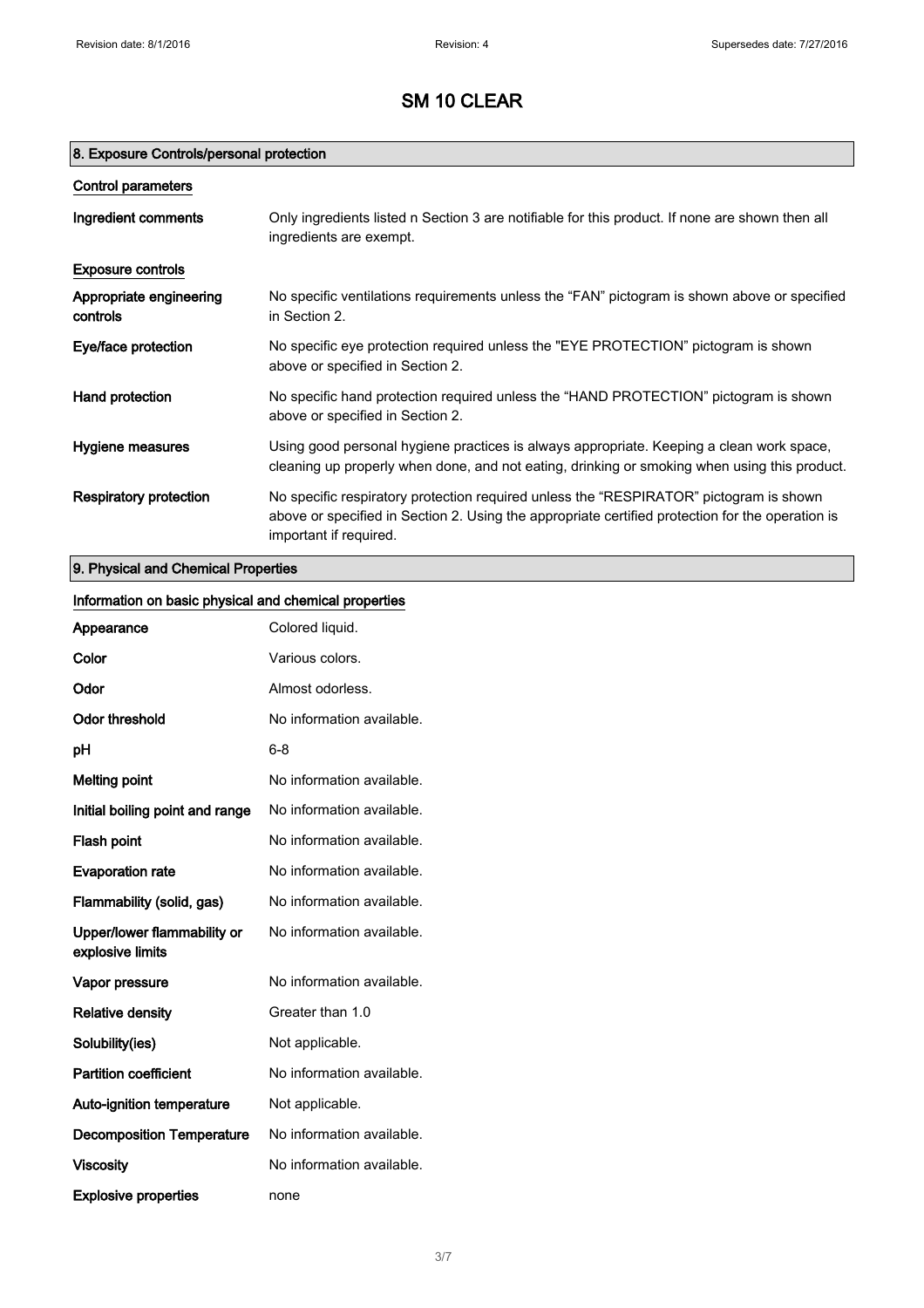# SM 10 CLEAR

## 8. Exposure Controls/personal protection

### Control parameters

| | |
|---|---|
| **Ingredient comments** | Only ingredients listed n Section 3 are notifiable for this product. If none are shown then all ingredients are exempt. |

### Exposure controls

| | |
|---|---|
| **Appropriate engineering controls** | No specific ventilations requirements unless the "FAN" pictogram is shown above or specified in Section 2. |
| **Eye/face protection** | No specific eye protection required unless the "EYE PROTECTION" pictogram is shown above or specified in Section 2. |
| **Hand protection** | No specific hand protection required unless the "HAND PROTECTION" pictogram is shown above or specified in Section 2. |
| **Hygiene measures** | Using good personal hygiene practices is always appropriate. Keeping a clean work space, cleaning up properly when done, and not eating, drinking or smoking when using this product. |
| **Respiratory protection** | No specific respiratory protection required unless the "RESPIRATOR" pictogram is shown above or specified in Section 2. Using the appropriate certified protection for the operation is important if required. |

## 9. Physical and Chemical Properties

### Information on basic physical and chemical properties

| | |
|---|---|
| **Appearance** | Colored liquid. |
| **Color** | Various colors. |
| **Odor** | Almost odorless. |
| **Odor threshold** | No information available. |
| **pH** | 6-8 |
| **Melting point** | No information available. |
| **Initial boiling point and range** | No information available. |
| **Flash point** | No information available. |
| **Evaporation rate** | No information available. |
| **Flammability (solid, gas)** | No information available. |
| **Upper/lower flammability or explosive limits** | No information available. |
| **Vapor pressure** | No information available. |
| **Relative density** | Greater than 1.0 |
| **Solubility(ies)** | Not applicable. |
| **Partition coefficient** | No information available. |
| **Auto-ignition temperature** | Not applicable. |
| **Decomposition Temperature** | No information available. |
| **Viscosity** | No information available. |
| **Explosive properties** | none |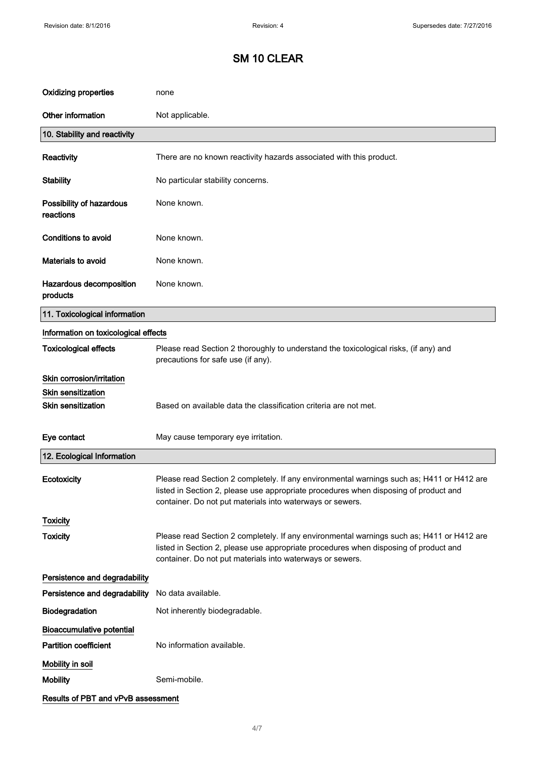| | |
|---|---|
| **Oxidizing properties** | none |
| **Other information** | Not applicable. |

## 10. Stability and reactivity

| | |
|---|---|
| **Reactivity** | There are no known reactivity hazards associated with this product. |
| **Stability** | No particular stability concerns. |
| **Possibility of hazardous reactions** | None known. |
| **Conditions to avoid** | None known. |
| **Materials to avoid** | None known. |
| **Hazardous decomposition products** | None known. |

## 11. Toxicological information

**Information on toxicological effects**

| | |
|---|---|
| **Toxicological effects** | Please read Section 2 thoroughly to understand the toxicological risks, (if any) and precautions for safe use (if any). |

**Skin corrosion/irritation**

**Skin sensitization**

| | |
|---|---|
| **Skin sensitization** | Based on available data the classification criteria are not met. |
| **Eye contact** | May cause temporary eye irritation. |

## 12. Ecological Information

| | |
|---|---|
| **Ecotoxicity** | Please read Section 2 completely. If any environmental warnings such as; H411 or H412 are listed in Section 2, please use appropriate procedures when disposing of product and container. Do not put materials into waterways or sewers. |

**Toxicity**

| | |
|---|---|
| **Toxicity** | Please read Section 2 completely. If any environmental warnings such as; H411 or H412 are listed in Section 2, please use appropriate procedures when disposing of product and container. Do not put materials into waterways or sewers. |

**Persistence and degradability**

| | |
|---|---|
| **Persistence and degradability** | No data available. |
| **Biodegradation** | Not inherently biodegradable. |

**Bioaccumulative potential**

| | |
|---|---|
| **Partition coefficient** | No information available. |

**Mobility in soil**

| | |
|---|---|
| **Mobility** | Semi-mobile. |

**Results of PBT and vPvB assessment**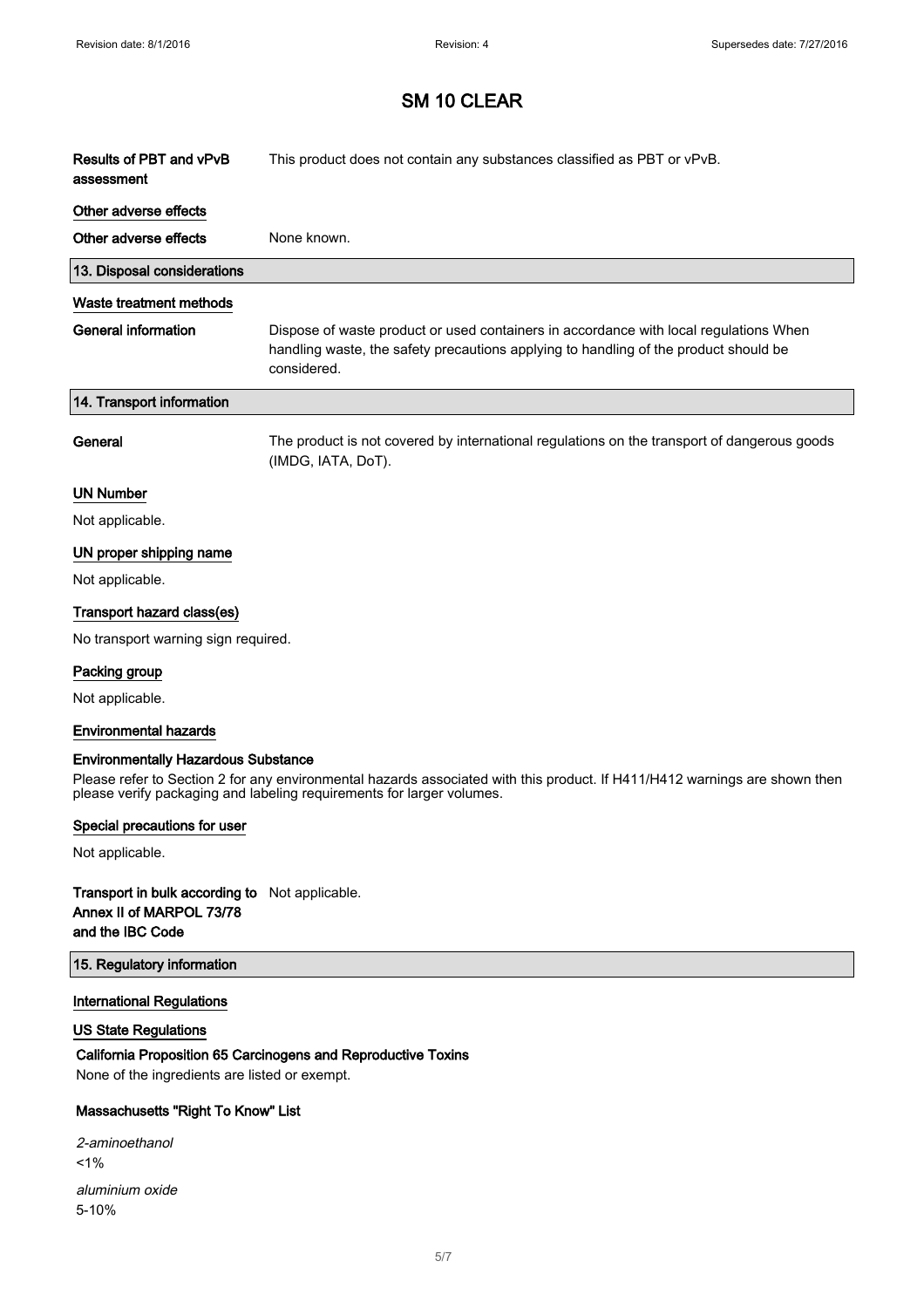# SM 10 CLEAR

**Results of PBT and vPvB assessment** This product does not contain any substances classified as PBT or vPvB.

### Other adverse effects

**Other adverse effects** None known.

## 13. Disposal considerations

### Waste treatment methods

**General information** Dispose of waste product or used containers in accordance with local regulations When handling waste, the safety precautions applying to handling of the product should be considered.

## 14. Transport information

**General** The product is not covered by international regulations on the transport of dangerous goods (IMDG, IATA, DoT).

### UN Number

Not applicable.

### UN proper shipping name

Not applicable.

### Transport hazard class(es)

No transport warning sign required.

### Packing group

Not applicable.

### Environmental hazards

**Environmentally Hazardous Substance**

Please refer to Section 2 for any environmental hazards associated with this product. If H411/H412 warnings are shown then please verify packaging and labeling requirements for larger volumes.

### Special precautions for user

Not applicable.

**Transport in bulk according to Annex II of MARPOL 73/78 and the IBC Code** Not applicable.

## 15. Regulatory information

### International Regulations

### US State Regulations

**California Proposition 65 Carcinogens and Reproductive Toxins**

None of the ingredients are listed or exempt.

**Massachusetts "Right To Know" List**

*2-aminoethanol*
<1%

*aluminium oxide*
5-10%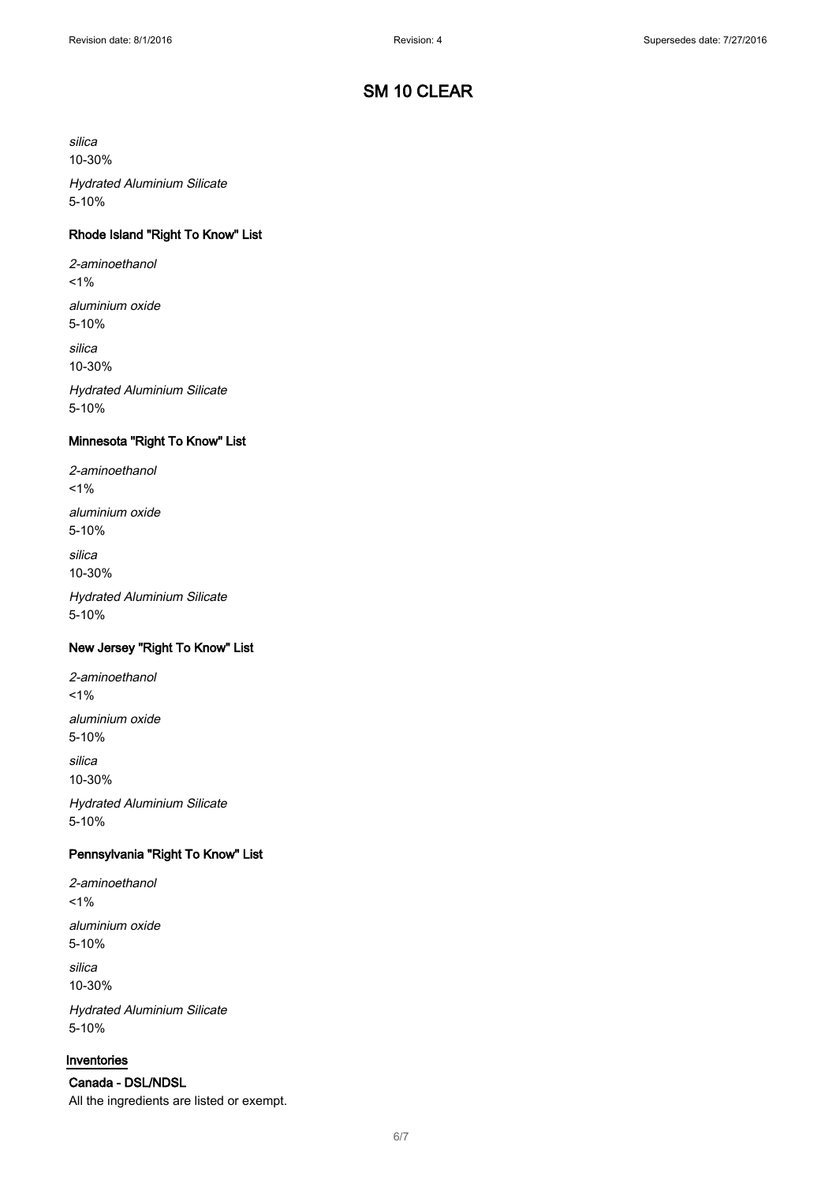# SM 10 CLEAR

*silica*
10-30%

*Hydrated Aluminium Silicate*
5-10%

### Rhode Island "Right To Know" List

*2-aminoethanol*
<1%

*aluminium oxide*
5-10%

*silica*
10-30%

*Hydrated Aluminium Silicate*
5-10%

### Minnesota "Right To Know" List

*2-aminoethanol*
<1%

*aluminium oxide*
5-10%

*silica*
10-30%

*Hydrated Aluminium Silicate*
5-10%

### New Jersey "Right To Know" List

*2-aminoethanol*
<1%

*aluminium oxide*
5-10%

*silica*
10-30%

*Hydrated Aluminium Silicate*
5-10%

### Pennsylvania "Right To Know" List

*2-aminoethanol*
<1%

*aluminium oxide*
5-10%

*silica*
10-30%

*Hydrated Aluminium Silicate*
5-10%

## Inventories

### Canada - DSL/NDSL

All the ingredients are listed or exempt.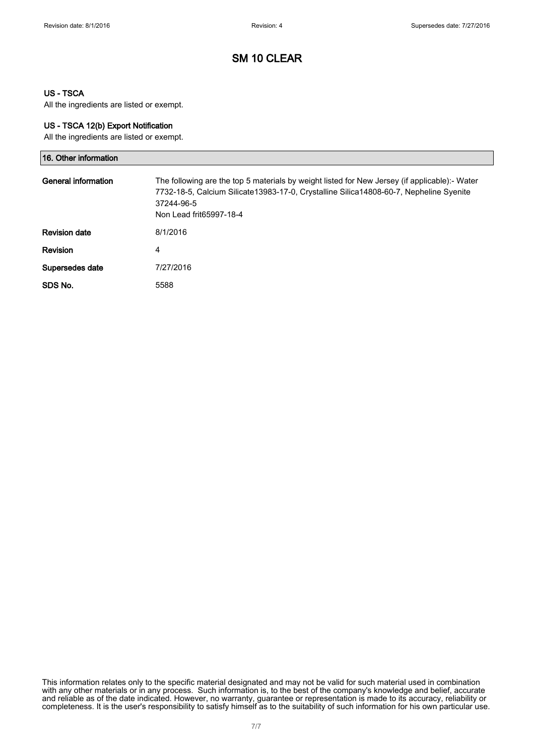# SM 10 CLEAR

### US - TSCA

All the ingredients are listed or exempt.

### US - TSCA 12(b) Export Notification

All the ingredients are listed or exempt.

## 16. Other information

| | |
|---|---|
| **General information** | The following are the top 5 materials by weight listed for New Jersey (if applicable):- Water 7732-18-5, Calcium Silicate13983-17-0, Crystalline Silica14808-60-7, Nepheline Syenite 37244-96-5<br>Non Lead frit65997-18-4 |
| **Revision date** | 8/1/2016 |
| **Revision** | 4 |
| **Supersedes date** | 7/27/2016 |
| **SDS No.** | 5588 |

This information relates only to the specific material designated and may not be valid for such material used in combination with any other materials or in any process. Such information is, to the best of the company's knowledge and belief, accurate and reliable as of the date indicated. However, no warranty, guarantee or representation is made to its accuracy, reliability or completeness. It is the user's responsibility to satisfy himself as to the suitability of such information for his own particular use.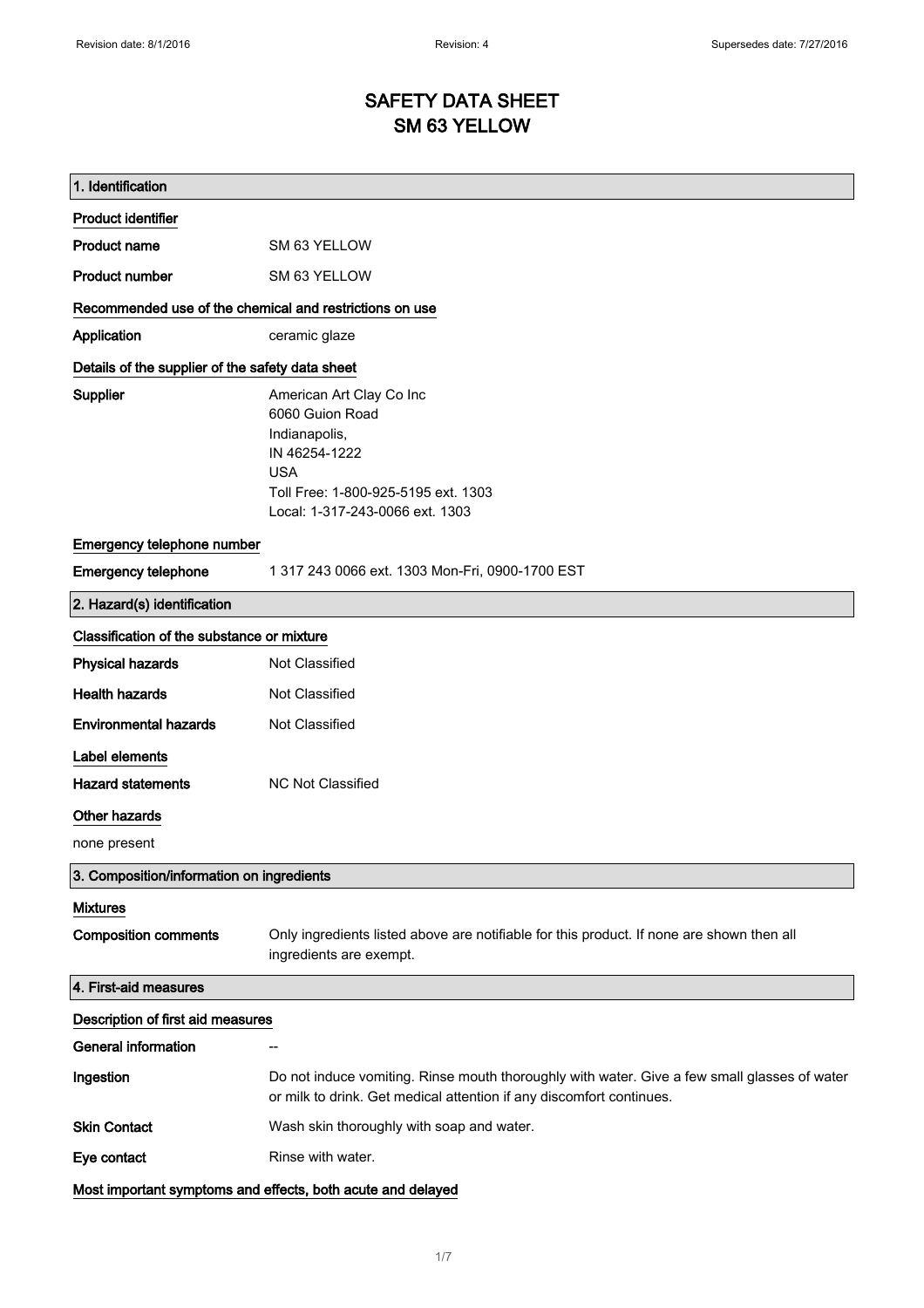Revision date: 8/1/2016 | Revision: 4 | Supersedes date: 7/27/2016

# SAFETY DATA SHEET
# SM 63 YELLOW

## 1. Identification

### Product identifier

**Product name** SM 63 YELLOW

**Product number** SM 63 YELLOW

### Recommended use of the chemical and restrictions on use

**Application** ceramic glaze

### Details of the supplier of the safety data sheet

**Supplier**
American Art Clay Co Inc
6060 Guion Road
Indianapolis,
IN 46254-1222
USA
Toll Free: 1-800-925-5195 ext. 1303
Local: 1-317-243-0066 ext. 1303

### Emergency telephone number

**Emergency telephone** 1 317 243 0066 ext. 1303 Mon-Fri, 0900-1700 EST

## 2. Hazard(s) identification

### Classification of the substance or mixture

**Physical hazards** Not Classified

**Health hazards** Not Classified

**Environmental hazards** Not Classified

### Label elements

**Hazard statements** NC Not Classified

### Other hazards

none present

## 3. Composition/information on ingredients

### Mixtures

**Composition comments** Only ingredients listed above are notifiable for this product. If none are shown then all ingredients are exempt.

## 4. First-aid measures

### Description of first aid measures

**General information** --

**Ingestion** Do not induce vomiting. Rinse mouth thoroughly with water. Give a few small glasses of water or milk to drink. Get medical attention if any discomfort continues.

**Skin Contact** Wash skin thoroughly with soap and water.

**Eye contact** Rinse with water.

### Most important symptoms and effects, both acute and delayed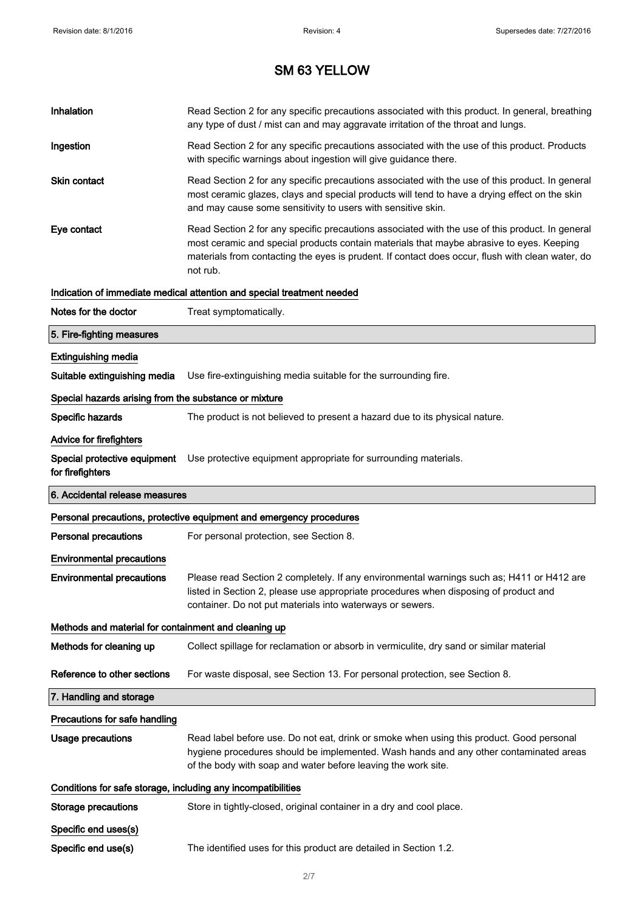# SM 63 YELLOW

| | |
|---|---|
| **Inhalation** | Read Section 2 for any specific precautions associated with this product. In general, breathing any type of dust / mist can and may aggravate irritation of the throat and lungs. |
| **Ingestion** | Read Section 2 for any specific precautions associated with the use of this product. Products with specific warnings about ingestion will give guidance there. |
| **Skin contact** | Read Section 2 for any specific precautions associated with the use of this product. In general most ceramic glazes, clays and special products will tend to have a drying effect on the skin and may cause some sensitivity to users with sensitive skin. |
| **Eye contact** | Read Section 2 for any specific precautions associated with the use of this product. In general most ceramic and special products contain materials that maybe abrasive to eyes. Keeping materials from contacting the eyes is prudent. If contact does occur, flush with clean water, do not rub. |

**Indication of immediate medical attention and special treatment needed**

| | |
|---|---|
| **Notes for the doctor** | Treat symptomatically. |

## 5. Fire-fighting measures

**Extinguishing media**

| | |
|---|---|
| **Suitable extinguishing media** | Use fire-extinguishing media suitable for the surrounding fire. |

**Special hazards arising from the substance or mixture**

| | |
|---|---|
| **Specific hazards** | The product is not believed to present a hazard due to its physical nature. |

**Advice for firefighters**

| | |
|---|---|
| **Special protective equipment for firefighters** | Use protective equipment appropriate for surrounding materials. |

## 6. Accidental release measures

**Personal precautions, protective equipment and emergency procedures**

| | |
|---|---|
| **Personal precautions** | For personal protection, see Section 8. |

**Environmental precautions**

| | |
|---|---|
| **Environmental precautions** | Please read Section 2 completely. If any environmental warnings such as; H411 or H412 are listed in Section 2, please use appropriate procedures when disposing of product and container. Do not put materials into waterways or sewers. |

**Methods and material for containment and cleaning up**

| | |
|---|---|
| **Methods for cleaning up** | Collect spillage for reclamation or absorb in vermiculite, dry sand or similar material |
| **Reference to other sections** | For waste disposal, see Section 13. For personal protection, see Section 8. |

## 7. Handling and storage

**Precautions for safe handling**

| | |
|---|---|
| **Usage precautions** | Read label before use. Do not eat, drink or smoke when using this product. Good personal hygiene procedures should be implemented. Wash hands and any other contaminated areas of the body with soap and water before leaving the work site. |

**Conditions for safe storage, including any incompatibilities**

| | |
|---|---|
| **Storage precautions** | Store in tightly-closed, original container in a dry and cool place. |

**Specific end uses(s)**

| | |
|---|---|
| **Specific end use(s)** | The identified uses for this product are detailed in Section 1.2. |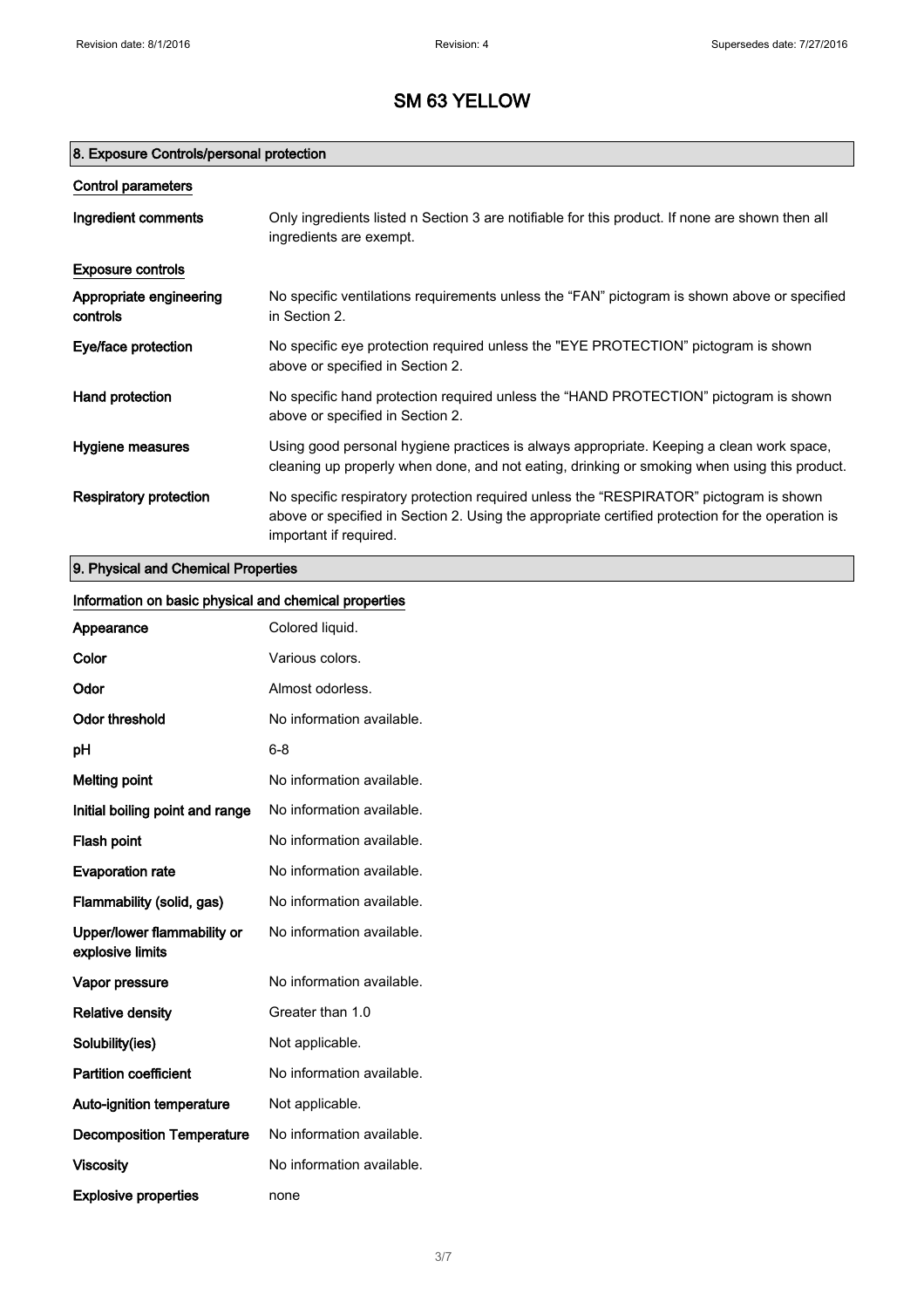# SM 63 YELLOW

## 8. Exposure Controls/personal protection

### Control parameters

| | |
|---|---|
| **Ingredient comments** | Only ingredients listed n Section 3 are notifiable for this product. If none are shown then all ingredients are exempt. |

### Exposure controls

| | |
|---|---|
| **Appropriate engineering controls** | No specific ventilations requirements unless the "FAN" pictogram is shown above or specified in Section 2. |
| **Eye/face protection** | No specific eye protection required unless the "EYE PROTECTION" pictogram is shown above or specified in Section 2. |
| **Hand protection** | No specific hand protection required unless the "HAND PROTECTION" pictogram is shown above or specified in Section 2. |
| **Hygiene measures** | Using good personal hygiene practices is always appropriate. Keeping a clean work space, cleaning up properly when done, and not eating, drinking or smoking when using this product. |
| **Respiratory protection** | No specific respiratory protection required unless the "RESPIRATOR" pictogram is shown above or specified in Section 2. Using the appropriate certified protection for the operation is important if required. |

## 9. Physical and Chemical Properties

### Information on basic physical and chemical properties

| | |
|---|---|
| **Appearance** | Colored liquid. |
| **Color** | Various colors. |
| **Odor** | Almost odorless. |
| **Odor threshold** | No information available. |
| **pH** | 6-8 |
| **Melting point** | No information available. |
| **Initial boiling point and range** | No information available. |
| **Flash point** | No information available. |
| **Evaporation rate** | No information available. |
| **Flammability (solid, gas)** | No information available. |
| **Upper/lower flammability or explosive limits** | No information available. |
| **Vapor pressure** | No information available. |
| **Relative density** | Greater than 1.0 |
| **Solubility(ies)** | Not applicable. |
| **Partition coefficient** | No information available. |
| **Auto-ignition temperature** | Not applicable. |
| **Decomposition Temperature** | No information available. |
| **Viscosity** | No information available. |
| **Explosive properties** | none |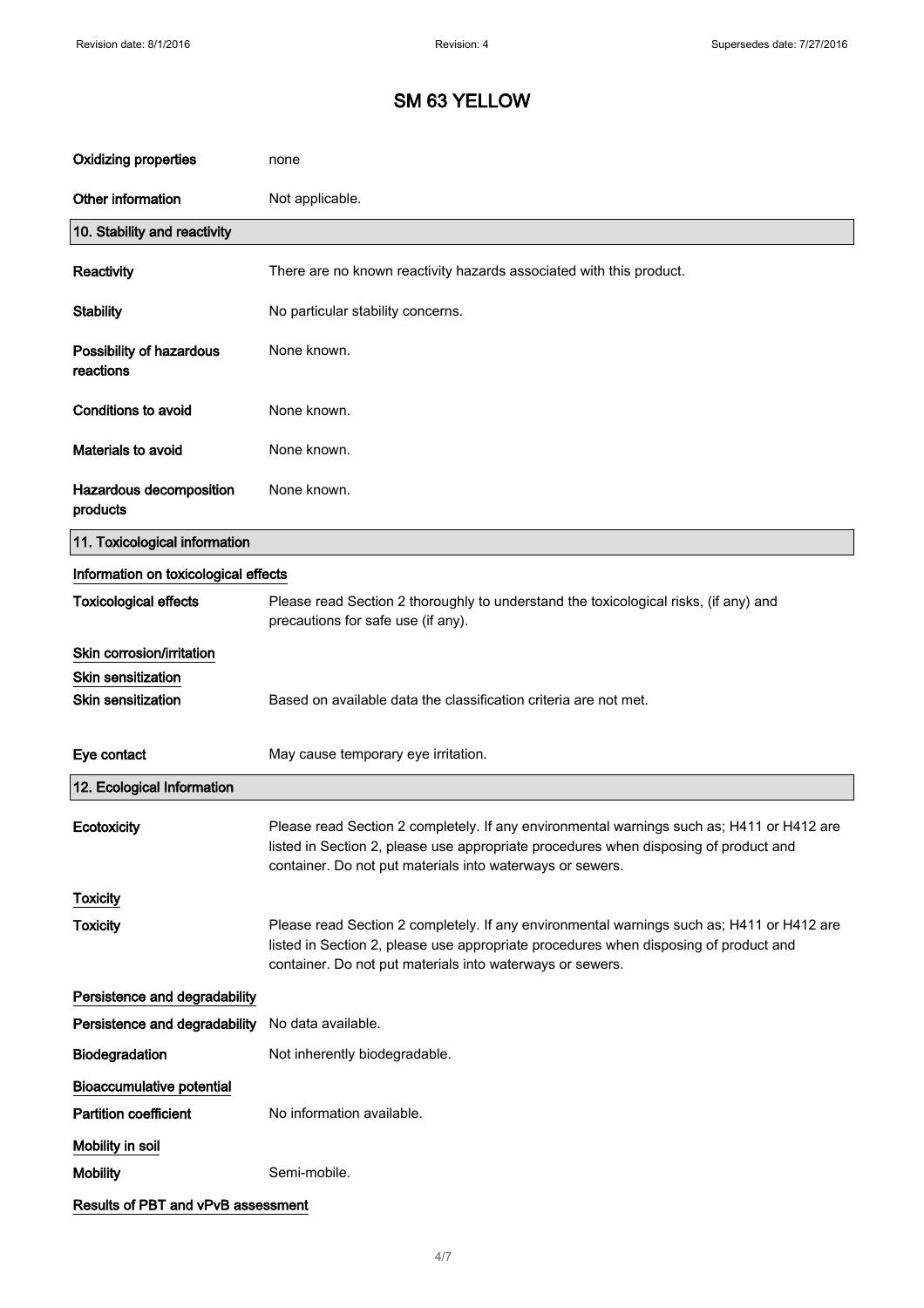# SM 63 YELLOW

| | |
|---|---|
| **Oxidizing properties** | none |
| **Other information** | Not applicable. |

## 10. Stability and reactivity

| | |
|---|---|
| **Reactivity** | There are no known reactivity hazards associated with this product. |
| **Stability** | No particular stability concerns. |
| **Possibility of hazardous reactions** | None known. |
| **Conditions to avoid** | None known. |
| **Materials to avoid** | None known. |
| **Hazardous decomposition products** | None known. |

## 11. Toxicological information

**Information on toxicological effects**

| | |
|---|---|
| **Toxicological effects** | Please read Section 2 thoroughly to understand the toxicological risks, (if any) and precautions for safe use (if any). |

**Skin corrosion/irritation**

**Skin sensitization**

| | |
|---|---|
| **Skin sensitization** | Based on available data the classification criteria are not met. |
| **Eye contact** | May cause temporary eye irritation. |

## 12. Ecological Information

| | |
|---|---|
| **Ecotoxicity** | Please read Section 2 completely. If any environmental warnings such as; H411 or H412 are listed in Section 2, please use appropriate procedures when disposing of product and container. Do not put materials into waterways or sewers. |

**Toxicity**

| | |
|---|---|
| **Toxicity** | Please read Section 2 completely. If any environmental warnings such as; H411 or H412 are listed in Section 2, please use appropriate procedures when disposing of product and container. Do not put materials into waterways or sewers. |

**Persistence and degradability**

| | |
|---|---|
| **Persistence and degradability** | No data available. |
| **Biodegradation** | Not inherently biodegradable. |

**Bioaccumulative potential**

| | |
|---|---|
| **Partition coefficient** | No information available. |

**Mobility in soil**

| | |
|---|---|
| **Mobility** | Semi-mobile. |

**Results of PBT and vPvB assessment**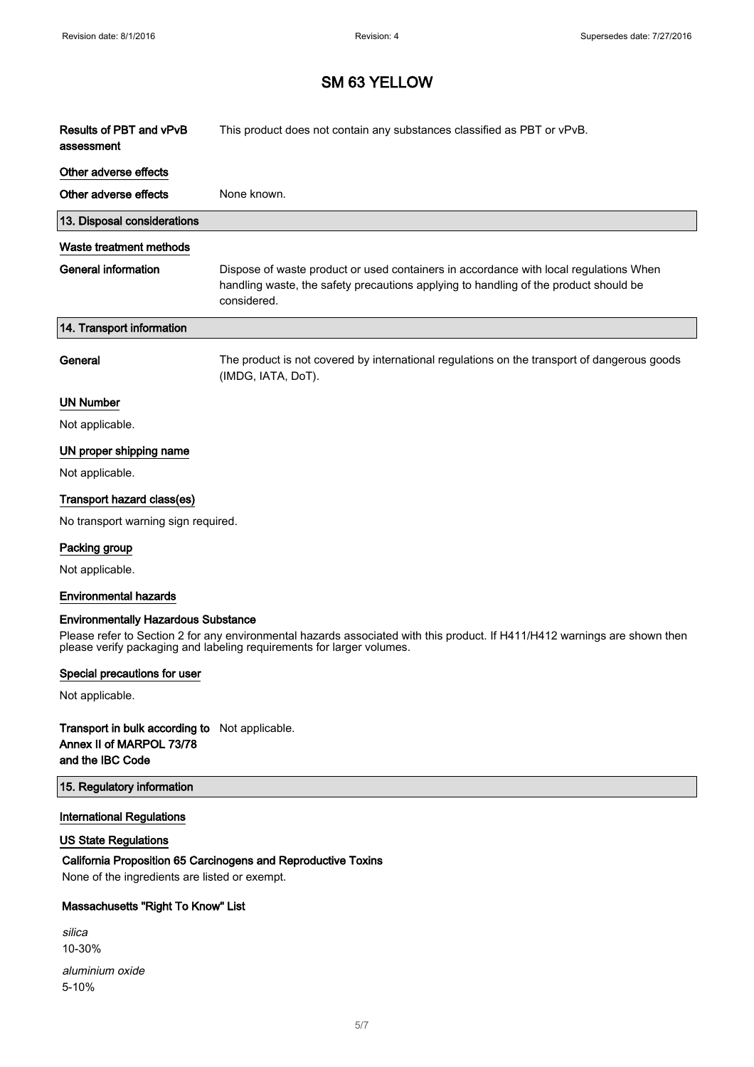# SM 63 YELLOW

**Results of PBT and vPvB assessment** This product does not contain any substances classified as PBT or vPvB.

**Other adverse effects**

**Other adverse effects** None known.

## 13. Disposal considerations

**Waste treatment methods**

**General information** Dispose of waste product or used containers in accordance with local regulations When handling waste, the safety precautions applying to handling of the product should be considered.

## 14. Transport information

**General** The product is not covered by international regulations on the transport of dangerous goods (IMDG, IATA, DoT).

**UN Number**

Not applicable.

**UN proper shipping name**

Not applicable.

**Transport hazard class(es)**

No transport warning sign required.

**Packing group**

Not applicable.

**Environmental hazards**

**Environmentally Hazardous Substance**

Please refer to Section 2 for any environmental hazards associated with this product. If H411/H412 warnings are shown then please verify packaging and labeling requirements for larger volumes.

**Special precautions for user**

Not applicable.

**Transport in bulk according to Annex II of MARPOL 73/78 and the IBC Code** Not applicable.

## 15. Regulatory information

**International Regulations**

**US State Regulations**

**California Proposition 65 Carcinogens and Reproductive Toxins**

None of the ingredients are listed or exempt.

**Massachusetts "Right To Know" List**

*silica*
10-30%

*aluminium oxide*
5-10%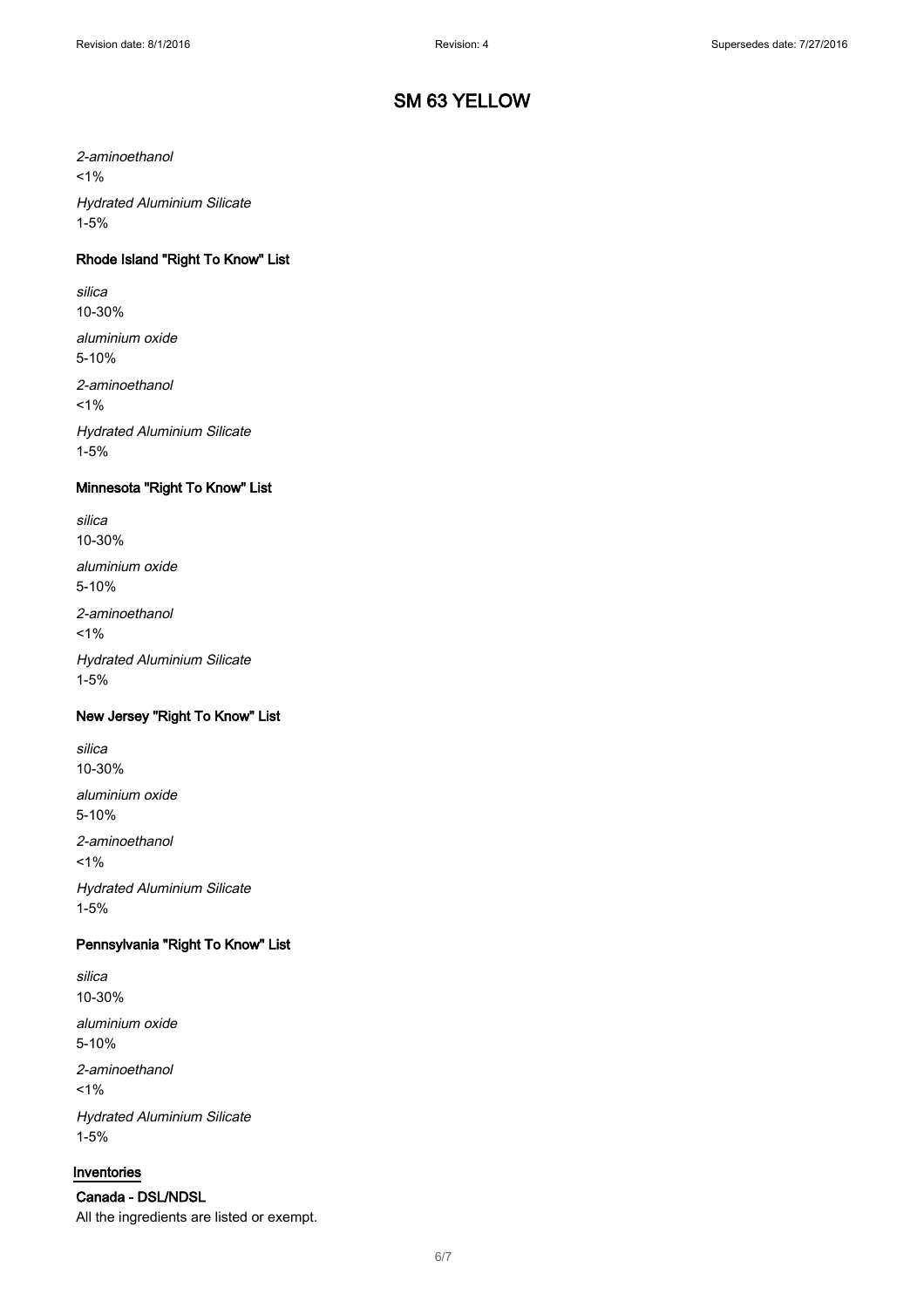*2-aminoethanol*
<1%

*Hydrated Aluminium Silicate*
1-5%

### Rhode Island "Right To Know" List

*silica*
10-30%

*aluminium oxide*
5-10%

*2-aminoethanol*
<1%

*Hydrated Aluminium Silicate*
1-5%

### Minnesota "Right To Know" List

*silica*
10-30%

*aluminium oxide*
5-10%

*2-aminoethanol*
<1%

*Hydrated Aluminium Silicate*
1-5%

### New Jersey "Right To Know" List

*silica*
10-30%

*aluminium oxide*
5-10%

*2-aminoethanol*
<1%

*Hydrated Aluminium Silicate*
1-5%

### Pennsylvania "Right To Know" List

*silica*
10-30%

*aluminium oxide*
5-10%

*2-aminoethanol*
<1%

*Hydrated Aluminium Silicate*
1-5%

## Inventories

### Canada - DSL/NDSL

All the ingredients are listed or exempt.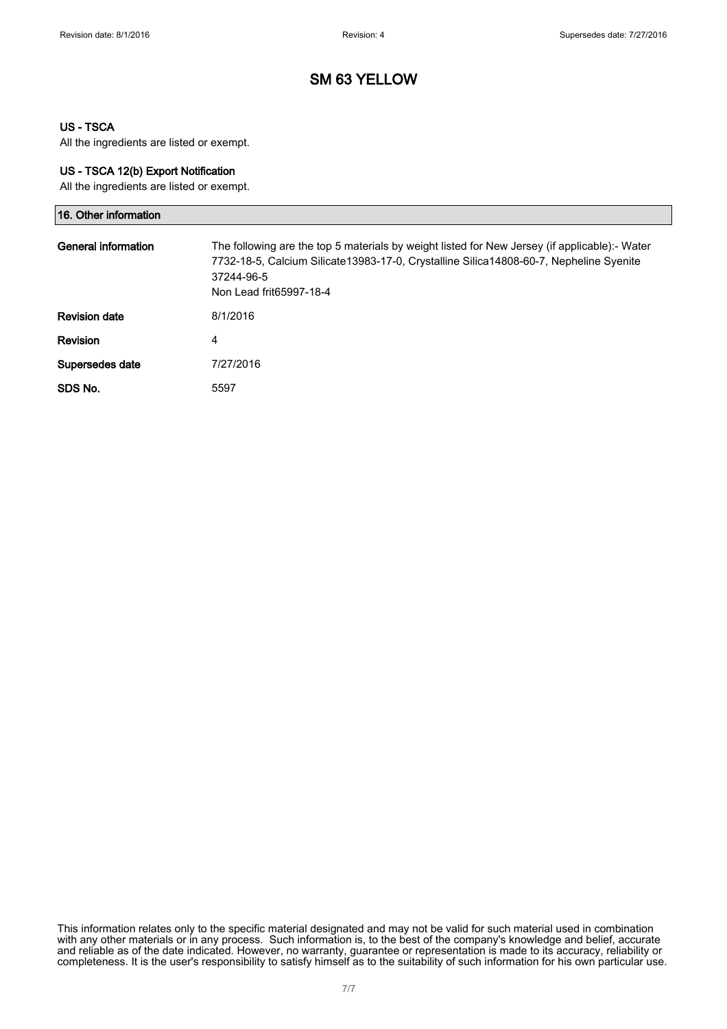# SM 63 YELLOW

### US - TSCA

All the ingredients are listed or exempt.

### US - TSCA 12(b) Export Notification

All the ingredients are listed or exempt.

## 16. Other information

| | |
|---|---|
| **General information** | The following are the top 5 materials by weight listed for New Jersey (if applicable):- Water 7732-18-5, Calcium Silicate13983-17-0, Crystalline Silica14808-60-7, Nepheline Syenite 37244-96-5<br>Non Lead frit65997-18-4 |
| **Revision date** | 8/1/2016 |
| **Revision** | 4 |
| **Supersedes date** | 7/27/2016 |
| **SDS No.** | 5597 |

This information relates only to the specific material designated and may not be valid for such material used in combination with any other materials or in any process. Such information is, to the best of the company's knowledge and belief, accurate and reliable as of the date indicated. However, no warranty, guarantee or representation is made to its accuracy, reliability or completeness. It is the user's responsibility to satisfy himself as to the suitability of such information for his own particular use.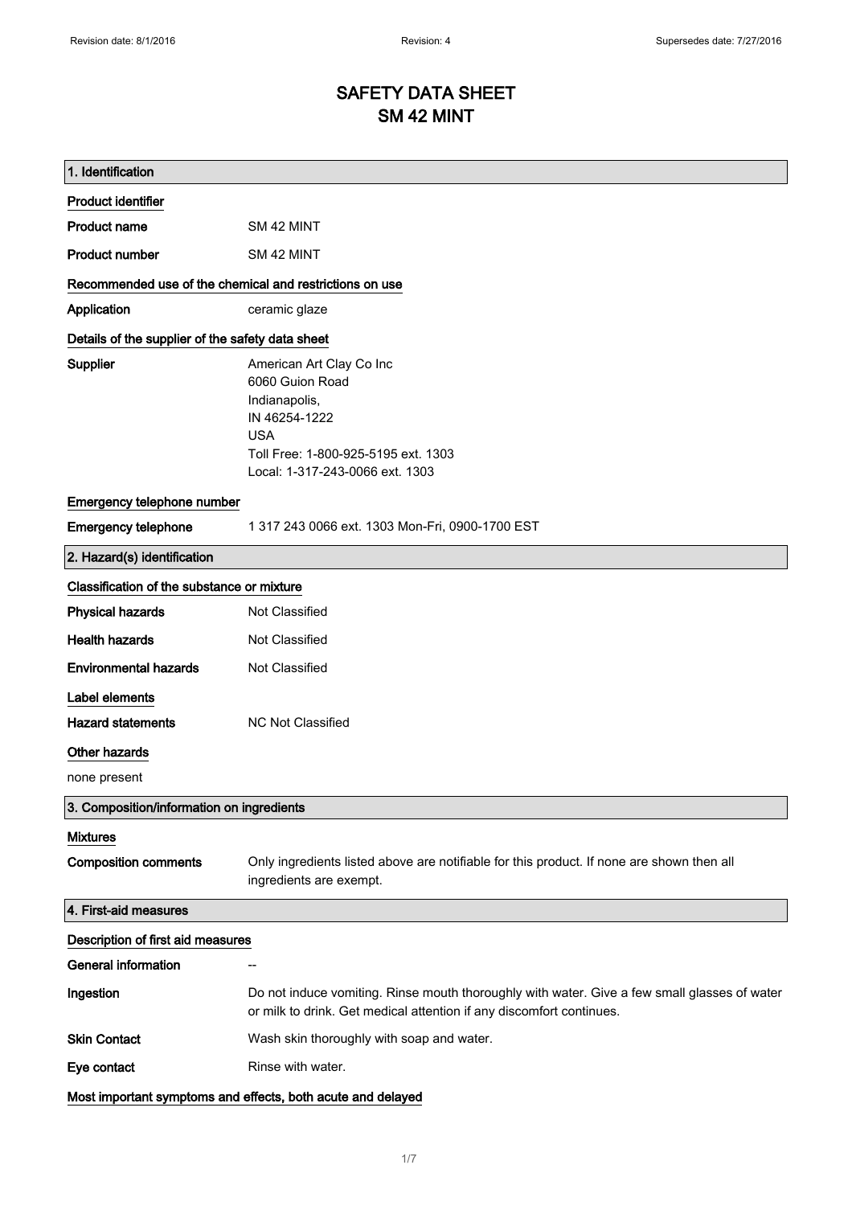# SAFETY DATA SHEET
# SM 42 MINT

## 1. Identification

### Product identifier

| | |
|---|---|
| **Product name** | SM 42 MINT |
| **Product number** | SM 42 MINT |

### Recommended use of the chemical and restrictions on use

| | |
|---|---|
| **Application** | ceramic glaze |

### Details of the supplier of the safety data sheet

**Supplier**

American Art Clay Co Inc
6060 Guion Road
Indianapolis,
IN 46254-1222
USA
Toll Free: 1-800-925-5195 ext. 1303
Local: 1-317-243-0066 ext. 1303

### Emergency telephone number

| | |
|---|---|
| **Emergency telephone** | 1 317 243 0066 ext. 1303 Mon-Fri, 0900-1700 EST |

## 2. Hazard(s) identification

### Classification of the substance or mixture

| | |
|---|---|
| **Physical hazards** | Not Classified |
| **Health hazards** | Not Classified |
| **Environmental hazards** | Not Classified |

### Label elements

| | |
|---|---|
| **Hazard statements** | NC Not Classified |

### Other hazards

none present

## 3. Composition/information on ingredients

### Mixtures

| | |
|---|---|
| **Composition comments** | Only ingredients listed above are notifiable for this product. If none are shown then all ingredients are exempt. |

## 4. First-aid measures

### Description of first aid measures

| | |
|---|---|
| **General information** | -- |
| **Ingestion** | Do not induce vomiting. Rinse mouth thoroughly with water. Give a few small glasses of water or milk to drink. Get medical attention if any discomfort continues. |
| **Skin Contact** | Wash skin thoroughly with soap and water. |
| **Eye contact** | Rinse with water. |

### Most important symptoms and effects, both acute and delayed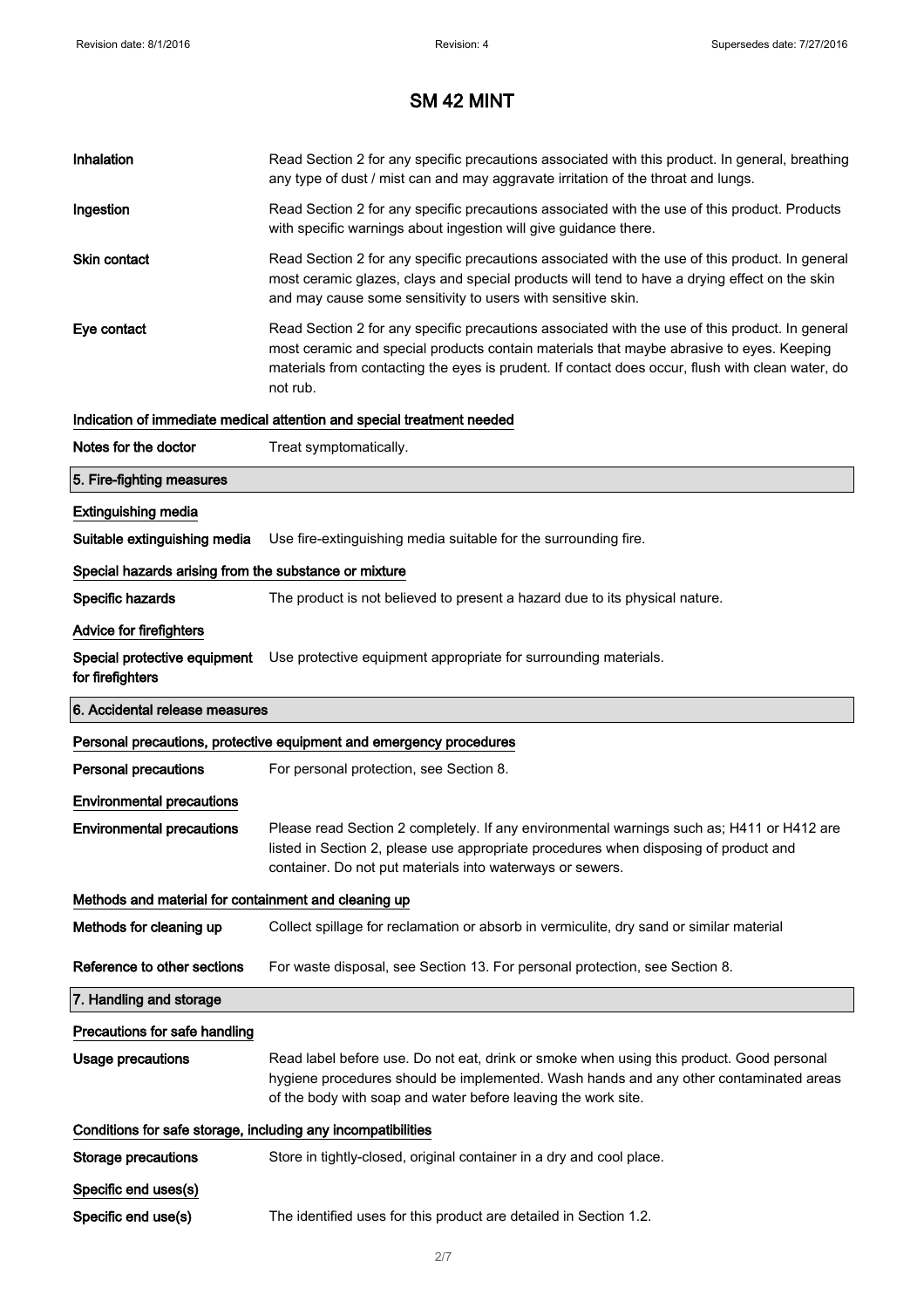# SM 42 MINT

| | |
|---|---|
| **Inhalation** | Read Section 2 for any specific precautions associated with this product. In general, breathing any type of dust / mist can and may aggravate irritation of the throat and lungs. |
| **Ingestion** | Read Section 2 for any specific precautions associated with the use of this product. Products with specific warnings about ingestion will give guidance there. |
| **Skin contact** | Read Section 2 for any specific precautions associated with the use of this product. In general most ceramic glazes, clays and special products will tend to have a drying effect on the skin and may cause some sensitivity to users with sensitive skin. |
| **Eye contact** | Read Section 2 for any specific precautions associated with the use of this product. In general most ceramic and special products contain materials that maybe abrasive to eyes. Keeping materials from contacting the eyes is prudent. If contact does occur, flush with clean water, do not rub. |

**Indication of immediate medical attention and special treatment needed**

| | |
|---|---|
| **Notes for the doctor** | Treat symptomatically. |

## 5. Fire-fighting measures

**Extinguishing media**

| | |
|---|---|
| **Suitable extinguishing media** | Use fire-extinguishing media suitable for the surrounding fire. |

**Special hazards arising from the substance or mixture**

| | |
|---|---|
| **Specific hazards** | The product is not believed to present a hazard due to its physical nature. |

**Advice for firefighters**

| | |
|---|---|
| **Special protective equipment for firefighters** | Use protective equipment appropriate for surrounding materials. |

## 6. Accidental release measures

**Personal precautions, protective equipment and emergency procedures**

| | |
|---|---|
| **Personal precautions** | For personal protection, see Section 8. |

**Environmental precautions**

| | |
|---|---|
| **Environmental precautions** | Please read Section 2 completely. If any environmental warnings such as; H411 or H412 are listed in Section 2, please use appropriate procedures when disposing of product and container. Do not put materials into waterways or sewers. |

**Methods and material for containment and cleaning up**

| | |
|---|---|
| **Methods for cleaning up** | Collect spillage for reclamation or absorb in vermiculite, dry sand or similar material |
| **Reference to other sections** | For waste disposal, see Section 13. For personal protection, see Section 8. |

## 7. Handling and storage

**Precautions for safe handling**

| | |
|---|---|
| **Usage precautions** | Read label before use. Do not eat, drink or smoke when using this product. Good personal hygiene procedures should be implemented. Wash hands and any other contaminated areas of the body with soap and water before leaving the work site. |

**Conditions for safe storage, including any incompatibilities**

| | |
|---|---|
| **Storage precautions** | Store in tightly-closed, original container in a dry and cool place. |

**Specific end uses(s)**

| | |
|---|---|
| **Specific end use(s)** | The identified uses for this product are detailed in Section 1.2. |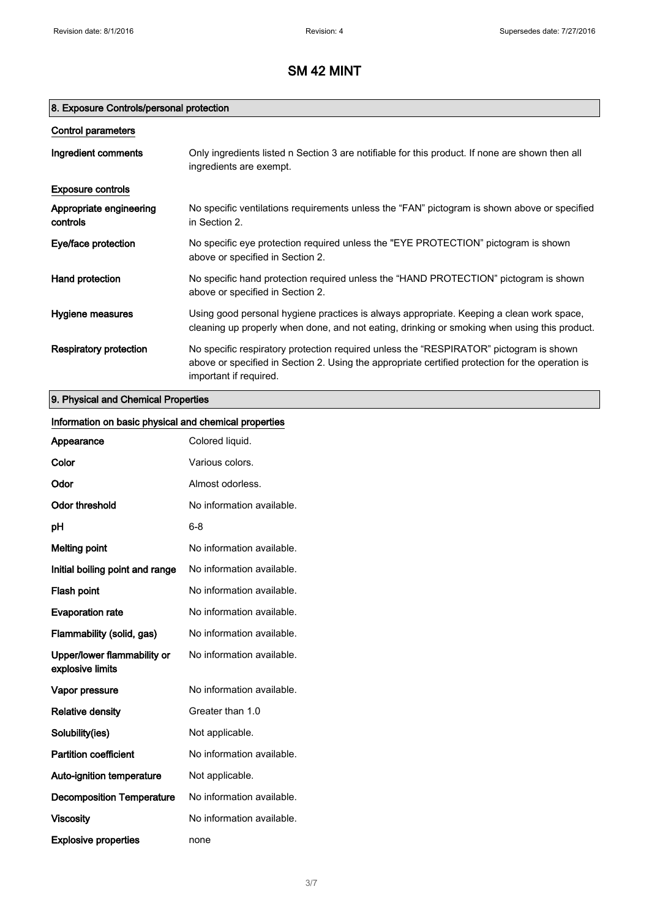# SM 42 MINT

## 8. Exposure Controls/personal protection

### Control parameters

| | |
|---|---|
| **Ingredient comments** | Only ingredients listed n Section 3 are notifiable for this product. If none are shown then all ingredients are exempt. |

### Exposure controls

| | |
|---|---|
| **Appropriate engineering controls** | No specific ventilations requirements unless the “FAN” pictogram is shown above or specified in Section 2. |
| **Eye/face protection** | No specific eye protection required unless the "EYE PROTECTION” pictogram is shown above or specified in Section 2. |
| **Hand protection** | No specific hand protection required unless the “HAND PROTECTION” pictogram is shown above or specified in Section 2. |
| **Hygiene measures** | Using good personal hygiene practices is always appropriate. Keeping a clean work space, cleaning up properly when done, and not eating, drinking or smoking when using this product. |
| **Respiratory protection** | No specific respiratory protection required unless the “RESPIRATOR” pictogram is shown above or specified in Section 2. Using the appropriate certified protection for the operation is important if required. |

## 9. Physical and Chemical Properties

### Information on basic physical and chemical properties

| | |
|---|---|
| **Appearance** | Colored liquid. |
| **Color** | Various colors. |
| **Odor** | Almost odorless. |
| **Odor threshold** | No information available. |
| **pH** | 6-8 |
| **Melting point** | No information available. |
| **Initial boiling point and range** | No information available. |
| **Flash point** | No information available. |
| **Evaporation rate** | No information available. |
| **Flammability (solid, gas)** | No information available. |
| **Upper/lower flammability or explosive limits** | No information available. |
| **Vapor pressure** | No information available. |
| **Relative density** | Greater than 1.0 |
| **Solubility(ies)** | Not applicable. |
| **Partition coefficient** | No information available. |
| **Auto-ignition temperature** | Not applicable. |
| **Decomposition Temperature** | No information available. |
| **Viscosity** | No information available. |
| **Explosive properties** | none |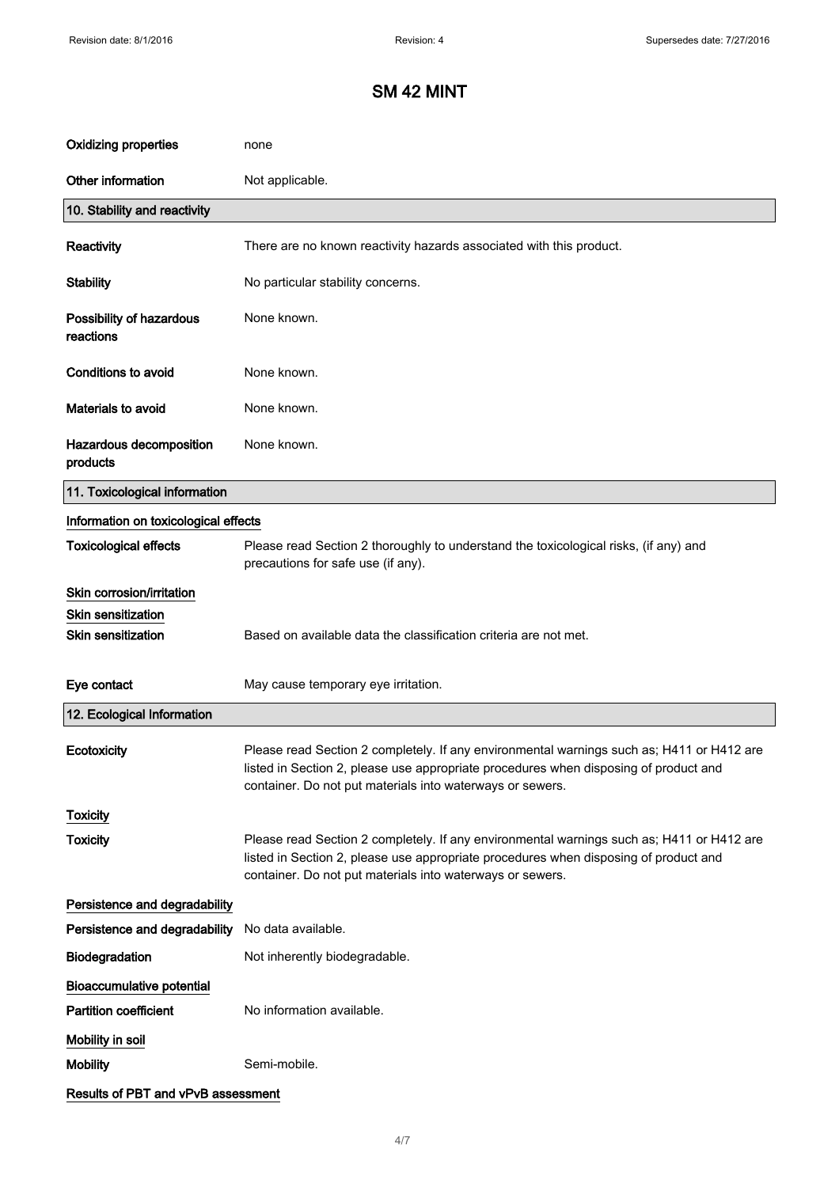# SM 42 MINT

| | |
|---|---|
| **Oxidizing properties** | none |
| **Other information** | Not applicable. |

## 10. Stability and reactivity

| | |
|---|---|
| **Reactivity** | There are no known reactivity hazards associated with this product. |
| **Stability** | No particular stability concerns. |
| **Possibility of hazardous reactions** | None known. |
| **Conditions to avoid** | None known. |
| **Materials to avoid** | None known. |
| **Hazardous decomposition products** | None known. |

## 11. Toxicological information

**Information on toxicological effects**

**Toxicological effects** Please read Section 2 thoroughly to understand the toxicological risks, (if any) and precautions for safe use (if any).

**Skin corrosion/irritation**

**Skin sensitization**

**Skin sensitization** Based on available data the classification criteria are not met.

**Eye contact** May cause temporary eye irritation.

## 12. Ecological Information

**Ecotoxicity** Please read Section 2 completely. If any environmental warnings such as; H411 or H412 are listed in Section 2, please use appropriate procedures when disposing of product and container. Do not put materials into waterways or sewers.

**Toxicity**

**Toxicity** Please read Section 2 completely. If any environmental warnings such as; H411 or H412 are listed in Section 2, please use appropriate procedures when disposing of product and container. Do not put materials into waterways or sewers.

**Persistence and degradability**

**Persistence and degradability** No data available.

**Biodegradation** Not inherently biodegradable.

**Bioaccumulative potential**

**Partition coefficient** No information available.

**Mobility in soil**

**Mobility** Semi-mobile.

**Results of PBT and vPvB assessment**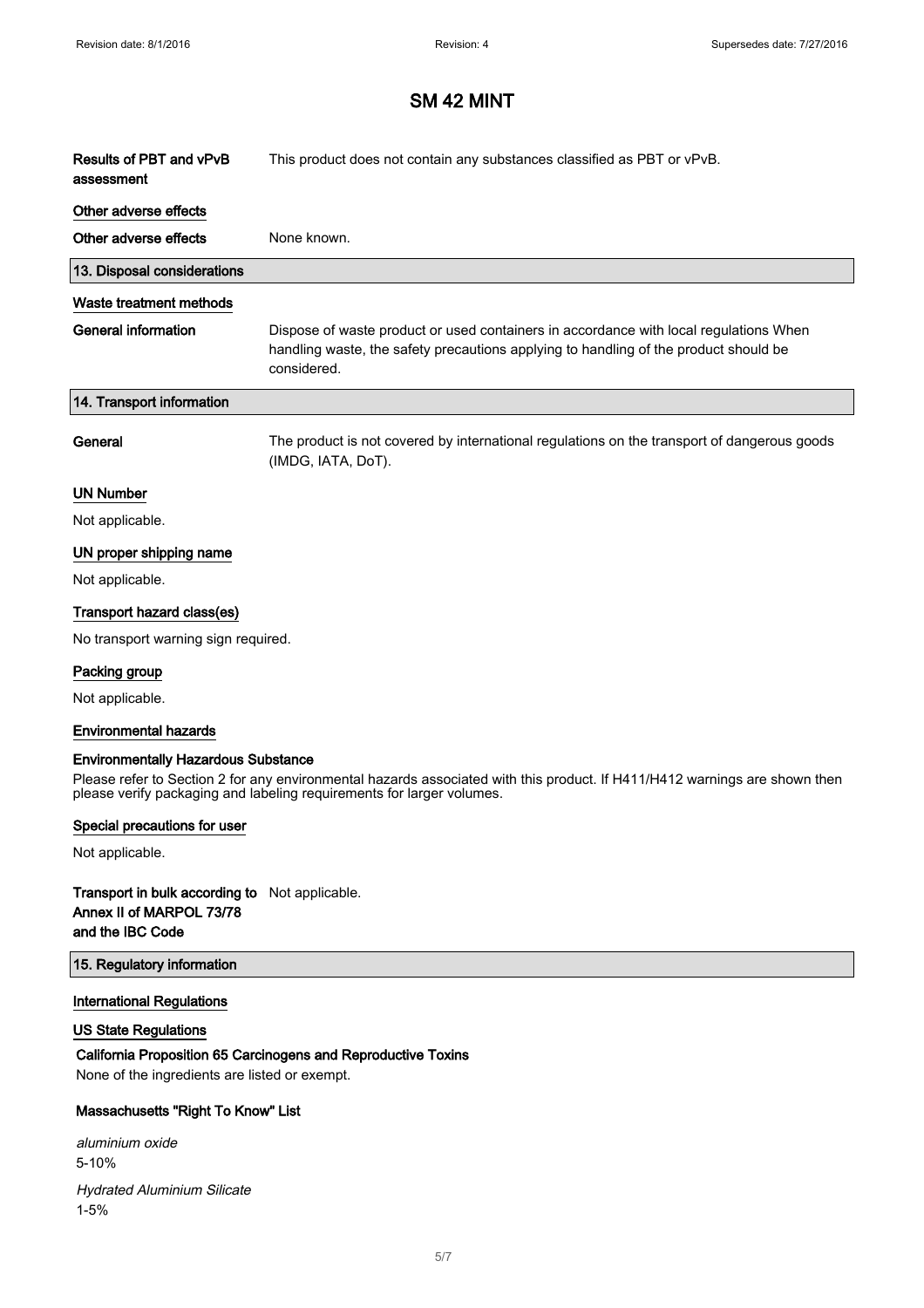# SM 42 MINT

| | |
|---|---|
| **Results of PBT and vPvB assessment** | This product does not contain any substances classified as PBT or vPvB. |

**Other adverse effects**

| | |
|---|---|
| **Other adverse effects** | None known. |

## 13. Disposal considerations

**Waste treatment methods**

| | |
|---|---|
| **General information** | Dispose of waste product or used containers in accordance with local regulations When handling waste, the safety precautions applying to handling of the product should be considered. |

## 14. Transport information

| | |
|---|---|
| **General** | The product is not covered by international regulations on the transport of dangerous goods (IMDG, IATA, DoT). |

**UN Number**

Not applicable.

**UN proper shipping name**

Not applicable.

**Transport hazard class(es)**

No transport warning sign required.

**Packing group**

Not applicable.

**Environmental hazards**

**Environmentally Hazardous Substance**

Please refer to Section 2 for any environmental hazards associated with this product. If H411/H412 warnings are shown then please verify packaging and labeling requirements for larger volumes.

**Special precautions for user**

Not applicable.

| | |
|---|---|
| **Transport in bulk according to Annex II of MARPOL 73/78 and the IBC Code** | Not applicable. |

## 15. Regulatory information

**International Regulations**

**US State Regulations**

**California Proposition 65 Carcinogens and Reproductive Toxins**

None of the ingredients are listed or exempt.

**Massachusetts "Right To Know" List**

*aluminium oxide*
5-10%

*Hydrated Aluminium Silicate*
1-5%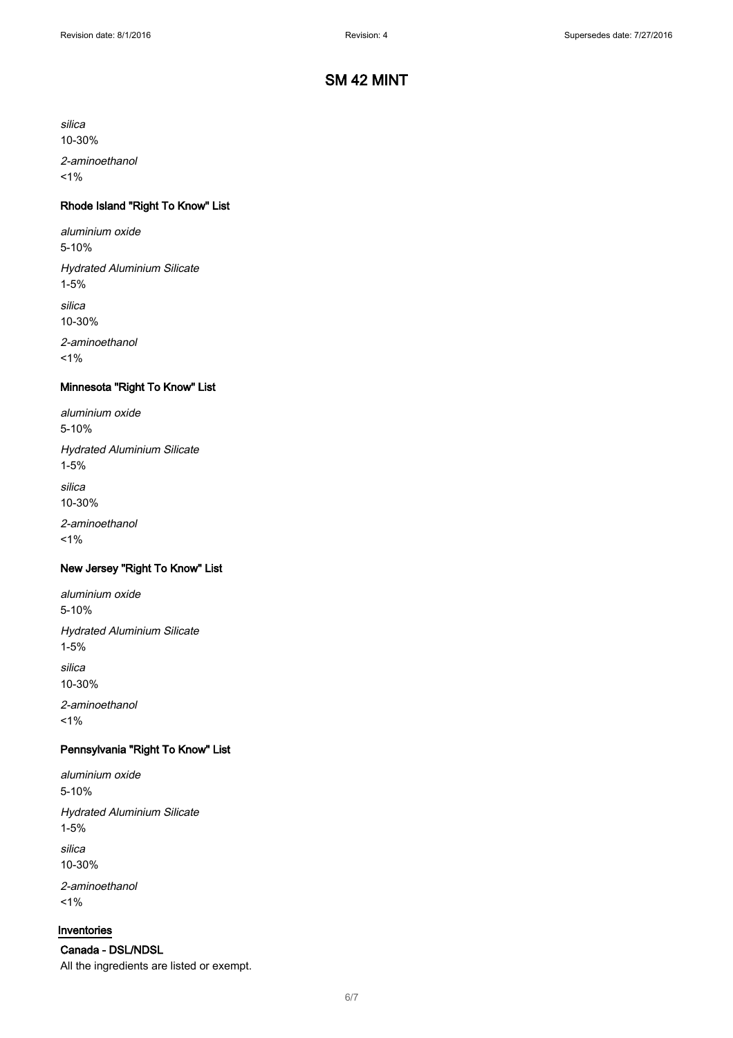*silica*
10-30%

*2-aminoethanol*
<1%

### Rhode Island "Right To Know" List

*aluminium oxide*
5-10%

*Hydrated Aluminium Silicate*
1-5%

*silica*
10-30%

*2-aminoethanol*
<1%

### Minnesota "Right To Know" List

*aluminium oxide*
5-10%

*Hydrated Aluminium Silicate*
1-5%

*silica*
10-30%

*2-aminoethanol*
<1%

### New Jersey "Right To Know" List

*aluminium oxide*
5-10%

*Hydrated Aluminium Silicate*
1-5%

*silica*
10-30%

*2-aminoethanol*
<1%

### Pennsylvania "Right To Know" List

*aluminium oxide*
5-10%

*Hydrated Aluminium Silicate*
1-5%

*silica*
10-30%

*2-aminoethanol*
<1%

## Inventories

### Canada - DSL/NDSL

All the ingredients are listed or exempt.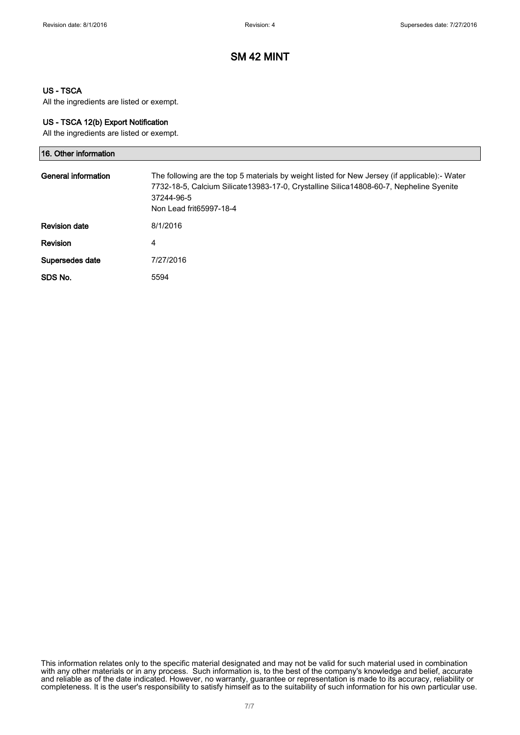# SM 42 MINT

### US - TSCA

All the ingredients are listed or exempt.

### US - TSCA 12(b) Export Notification

All the ingredients are listed or exempt.

## 16. Other information

| | |
|---|---|
| **General information** | The following are the top 5 materials by weight listed for New Jersey (if applicable):- Water 7732-18-5, Calcium Silicate13983-17-0, Crystalline Silica14808-60-7, Nepheline Syenite 37244-96-5<br>Non Lead frit65997-18-4 |
| **Revision date** | 8/1/2016 |
| **Revision** | 4 |
| **Supersedes date** | 7/27/2016 |
| **SDS No.** | 5594 |

This information relates only to the specific material designated and may not be valid for such material used in combination with any other materials or in any process. Such information is, to the best of the company's knowledge and belief, accurate and reliable as of the date indicated. However, no warranty, guarantee or representation is made to its accuracy, reliability or completeness. It is the user's responsibility to satisfy himself as to the suitability of such information for his own particular use.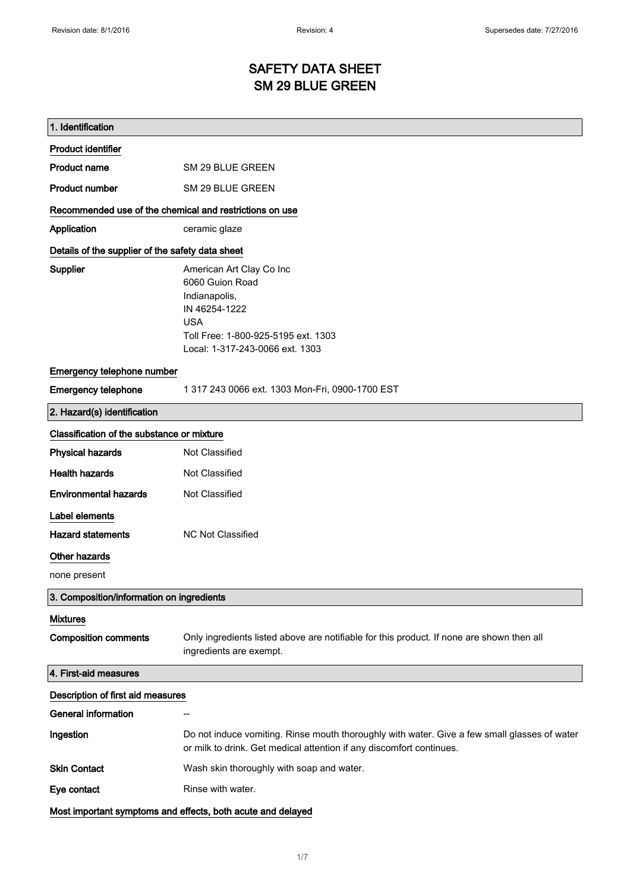# SAFETY DATA SHEET
# SM 29 BLUE GREEN

## 1. Identification

**Product identifier**

| | |
|---|---|
| **Product name** | SM 29 BLUE GREEN |
| **Product number** | SM 29 BLUE GREEN |

**Recommended use of the chemical and restrictions on use**

| | |
|---|---|
| **Application** | ceramic glaze |

**Details of the supplier of the safety data sheet**

**Supplier**
American Art Clay Co Inc
6060 Guion Road
Indianapolis,
IN 46254-1222
USA
Toll Free: 1-800-925-5195 ext. 1303
Local: 1-317-243-0066 ext. 1303

**Emergency telephone number**

| | |
|---|---|
| **Emergency telephone** | 1 317 243 0066 ext. 1303 Mon-Fri, 0900-1700 EST |

## 2. Hazard(s) identification

**Classification of the substance or mixture**

| | |
|---|---|
| **Physical hazards** | Not Classified |
| **Health hazards** | Not Classified |
| **Environmental hazards** | Not Classified |

**Label elements**

| | |
|---|---|
| **Hazard statements** | NC Not Classified |

**Other hazards**

none present

## 3. Composition/information on ingredients

**Mixtures**

| | |
|---|---|
| **Composition comments** | Only ingredients listed above are notifiable for this product. If none are shown then all ingredients are exempt. |

## 4. First-aid measures

**Description of first aid measures**

| | |
|---|---|
| **General information** | -- |
| **Ingestion** | Do not induce vomiting. Rinse mouth thoroughly with water. Give a few small glasses of water or milk to drink. Get medical attention if any discomfort continues. |
| **Skin Contact** | Wash skin thoroughly with soap and water. |
| **Eye contact** | Rinse with water. |

**Most important symptoms and effects, both acute and delayed**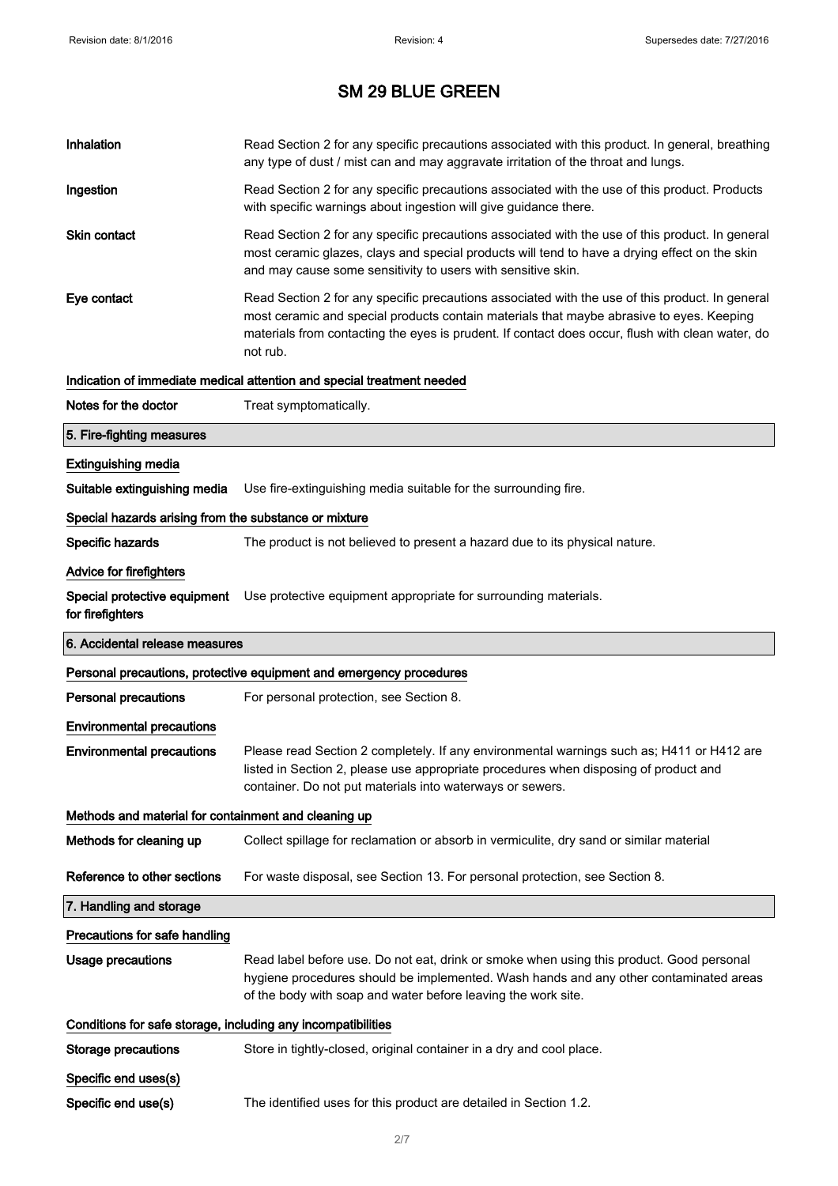# SM 29 BLUE GREEN

**Inhalation** Read Section 2 for any specific precautions associated with this product. In general, breathing any type of dust / mist can and may aggravate irritation of the throat and lungs.

**Ingestion** Read Section 2 for any specific precautions associated with the use of this product. Products with specific warnings about ingestion will give guidance there.

**Skin contact** Read Section 2 for any specific precautions associated with the use of this product. In general most ceramic glazes, clays and special products will tend to have a drying effect on the skin and may cause some sensitivity to users with sensitive skin.

**Eye contact** Read Section 2 for any specific precautions associated with the use of this product. In general most ceramic and special products contain materials that maybe abrasive to eyes. Keeping materials from contacting the eyes is prudent. If contact does occur, flush with clean water, do not rub.

### Indication of immediate medical attention and special treatment needed

**Notes for the doctor** Treat symptomatically.

## 5. Fire-fighting measures

### Extinguishing media

**Suitable extinguishing media** Use fire-extinguishing media suitable for the surrounding fire.

### Special hazards arising from the substance or mixture

**Specific hazards** The product is not believed to present a hazard due to its physical nature.

### Advice for firefighters

**Special protective equipment for firefighters** Use protective equipment appropriate for surrounding materials.

## 6. Accidental release measures

### Personal precautions, protective equipment and emergency procedures

**Personal precautions** For personal protection, see Section 8.

### Environmental precautions

**Environmental precautions** Please read Section 2 completely. If any environmental warnings such as; H411 or H412 are listed in Section 2, please use appropriate procedures when disposing of product and container. Do not put materials into waterways or sewers.

### Methods and material for containment and cleaning up

**Methods for cleaning up** Collect spillage for reclamation or absorb in vermiculite, dry sand or similar material

**Reference to other sections** For waste disposal, see Section 13. For personal protection, see Section 8.

## 7. Handling and storage

### Precautions for safe handling

**Usage precautions** Read label before use. Do not eat, drink or smoke when using this product. Good personal hygiene procedures should be implemented. Wash hands and any other contaminated areas of the body with soap and water before leaving the work site.

### Conditions for safe storage, including any incompatibilities

**Storage precautions** Store in tightly-closed, original container in a dry and cool place.

### Specific end uses(s)

**Specific end use(s)** The identified uses for this product are detailed in Section 1.2.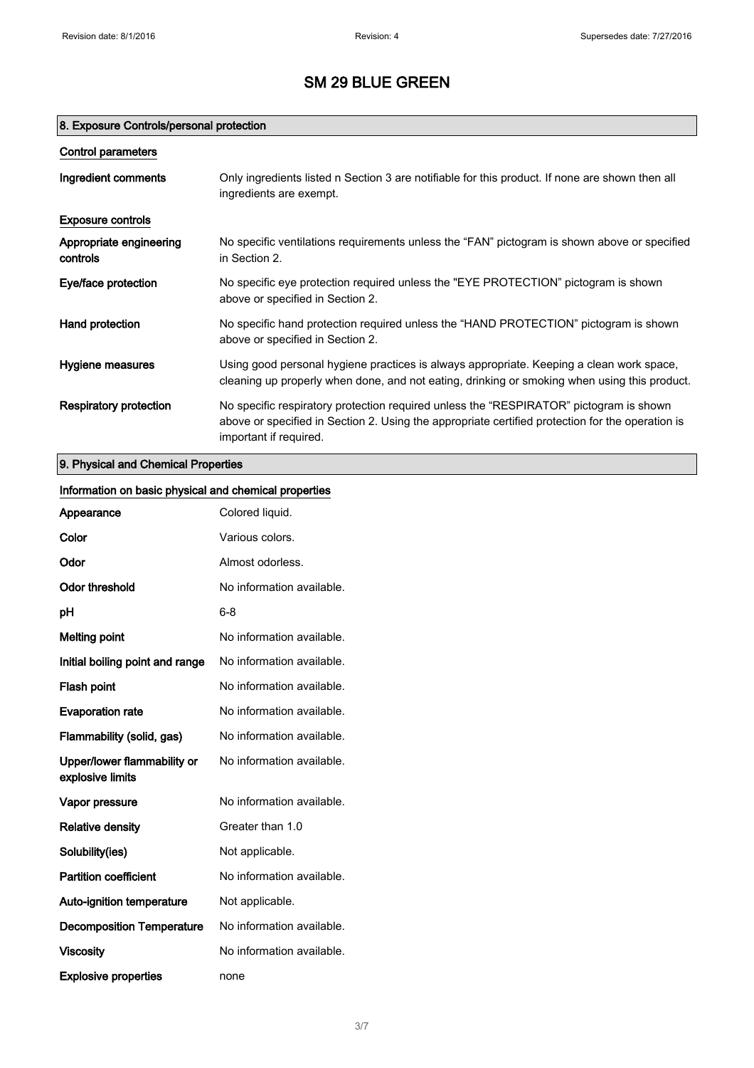# SM 29 BLUE GREEN

## 8. Exposure Controls/personal protection

### Control parameters

| | |
|---|---|
| **Ingredient comments** | Only ingredients listed n Section 3 are notifiable for this product. If none are shown then all ingredients are exempt. |

### Exposure controls

| | |
|---|---|
| **Appropriate engineering controls** | No specific ventilations requirements unless the "FAN" pictogram is shown above or specified in Section 2. |
| **Eye/face protection** | No specific eye protection required unless the "EYE PROTECTION" pictogram is shown above or specified in Section 2. |
| **Hand protection** | No specific hand protection required unless the "HAND PROTECTION" pictogram is shown above or specified in Section 2. |
| **Hygiene measures** | Using good personal hygiene practices is always appropriate. Keeping a clean work space, cleaning up properly when done, and not eating, drinking or smoking when using this product. |
| **Respiratory protection** | No specific respiratory protection required unless the "RESPIRATOR" pictogram is shown above or specified in Section 2. Using the appropriate certified protection for the operation is important if required. |

## 9. Physical and Chemical Properties

### Information on basic physical and chemical properties

| | |
|---|---|
| **Appearance** | Colored liquid. |
| **Color** | Various colors. |
| **Odor** | Almost odorless. |
| **Odor threshold** | No information available. |
| **pH** | 6-8 |
| **Melting point** | No information available. |
| **Initial boiling point and range** | No information available. |
| **Flash point** | No information available. |
| **Evaporation rate** | No information available. |
| **Flammability (solid, gas)** | No information available. |
| **Upper/lower flammability or explosive limits** | No information available. |
| **Vapor pressure** | No information available. |
| **Relative density** | Greater than 1.0 |
| **Solubility(ies)** | Not applicable. |
| **Partition coefficient** | No information available. |
| **Auto-ignition temperature** | Not applicable. |
| **Decomposition Temperature** | No information available. |
| **Viscosity** | No information available. |
| **Explosive properties** | none |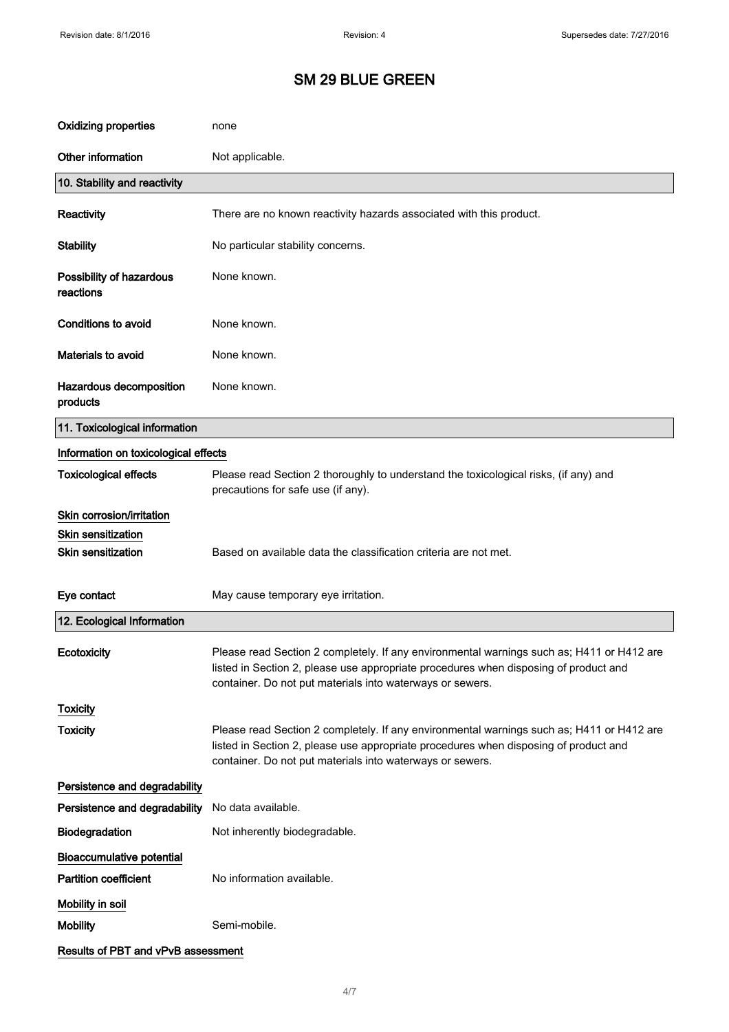# SM 29 BLUE GREEN

| | |
|---|---|
| **Oxidizing properties** | none |
| **Other information** | Not applicable. |

## 10. Stability and reactivity

| | |
|---|---|
| **Reactivity** | There are no known reactivity hazards associated with this product. |
| **Stability** | No particular stability concerns. |
| **Possibility of hazardous reactions** | None known. |
| **Conditions to avoid** | None known. |
| **Materials to avoid** | None known. |
| **Hazardous decomposition products** | None known. |

## 11. Toxicological information

**Information on toxicological effects**

| | |
|---|---|
| **Toxicological effects** | Please read Section 2 thoroughly to understand the toxicological risks, (if any) and precautions for safe use (if any). |

**Skin corrosion/irritation**

**Skin sensitization**

| | |
|---|---|
| **Skin sensitization** | Based on available data the classification criteria are not met. |
| **Eye contact** | May cause temporary eye irritation. |

## 12. Ecological Information

| | |
|---|---|
| **Ecotoxicity** | Please read Section 2 completely. If any environmental warnings such as; H411 or H412 are listed in Section 2, please use appropriate procedures when disposing of product and container. Do not put materials into waterways or sewers. |

**Toxicity**

| | |
|---|---|
| **Toxicity** | Please read Section 2 completely. If any environmental warnings such as; H411 or H412 are listed in Section 2, please use appropriate procedures when disposing of product and container. Do not put materials into waterways or sewers. |

**Persistence and degradability**

| | |
|---|---|
| **Persistence and degradability** | No data available. |
| **Biodegradation** | Not inherently biodegradable. |

**Bioaccumulative potential**

| | |
|---|---|
| **Partition coefficient** | No information available. |

**Mobility in soil**

| | |
|---|---|
| **Mobility** | Semi-mobile. |

**Results of PBT and vPvB assessment**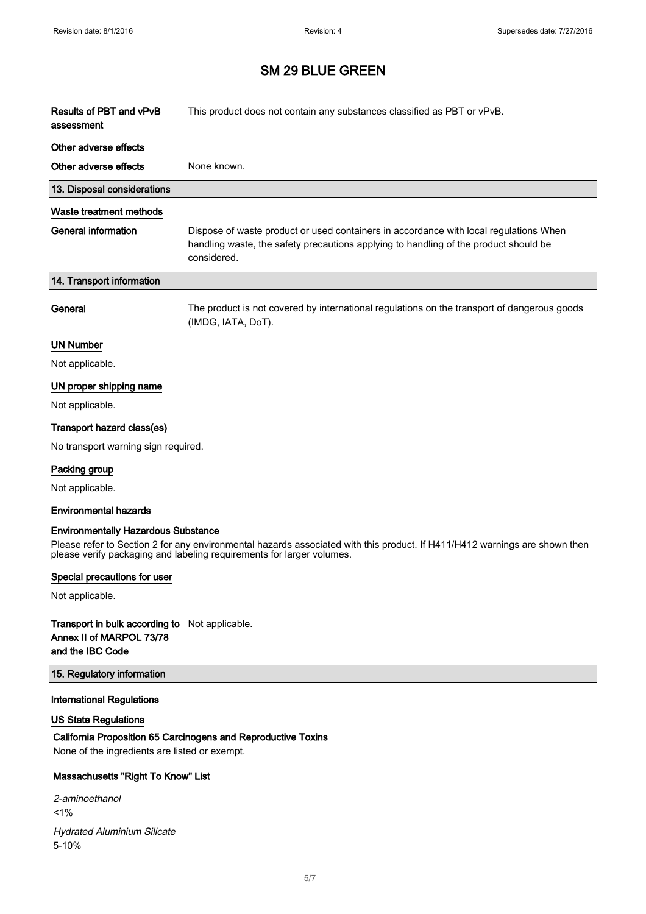# SM 29 BLUE GREEN

**Results of PBT and vPvB assessment** — This product does not contain any substances classified as PBT or vPvB.

**Other adverse effects**

**Other adverse effects** — None known.

## 13. Disposal considerations

**Waste treatment methods**

**General information** — Dispose of waste product or used containers in accordance with local regulations When handling waste, the safety precautions applying to handling of the product should be considered.

## 14. Transport information

**General** — The product is not covered by international regulations on the transport of dangerous goods (IMDG, IATA, DoT).

**UN Number**

Not applicable.

**UN proper shipping name**

Not applicable.

**Transport hazard class(es)**

No transport warning sign required.

**Packing group**

Not applicable.

**Environmental hazards**

**Environmentally Hazardous Substance**

Please refer to Section 2 for any environmental hazards associated with this product. If H411/H412 warnings are shown then please verify packaging and labeling requirements for larger volumes.

**Special precautions for user**

Not applicable.

**Transport in bulk according to Annex II of MARPOL 73/78 and the IBC Code** — Not applicable.

## 15. Regulatory information

**International Regulations**

**US State Regulations**

**California Proposition 65 Carcinogens and Reproductive Toxins**

None of the ingredients are listed or exempt.

**Massachusetts "Right To Know" List**

*2-aminoethanol*
<1%

*Hydrated Aluminium Silicate*
5-10%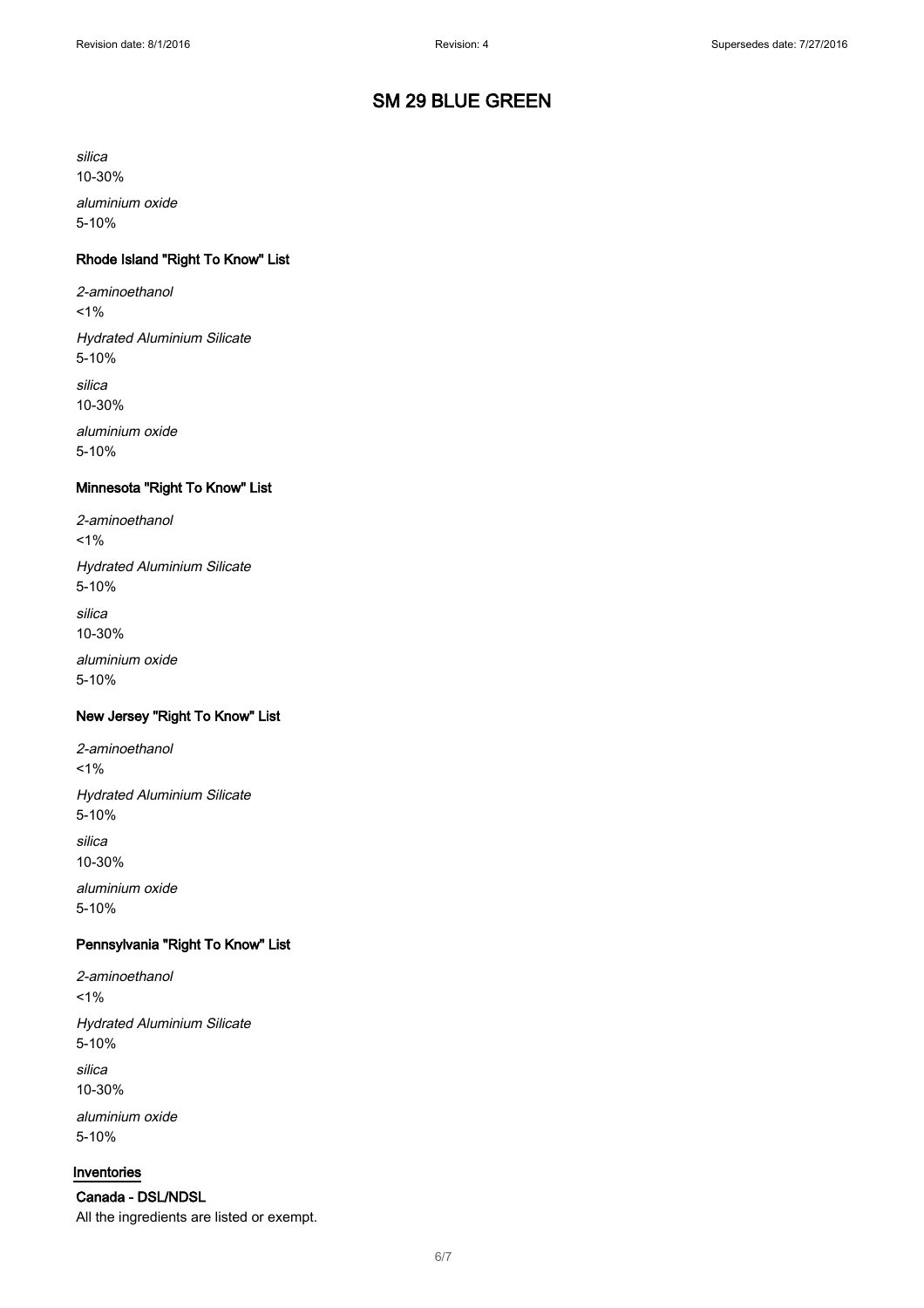# SM 29 BLUE GREEN

*silica*
10-30%

*aluminium oxide*
5-10%

### Rhode Island "Right To Know" List

*2-aminoethanol*
<1%

*Hydrated Aluminium Silicate*
5-10%

*silica*
10-30%

*aluminium oxide*
5-10%

### Minnesota "Right To Know" List

*2-aminoethanol*
<1%

*Hydrated Aluminium Silicate*
5-10%

*silica*
10-30%

*aluminium oxide*
5-10%

### New Jersey "Right To Know" List

*2-aminoethanol*
<1%

*Hydrated Aluminium Silicate*
5-10%

*silica*
10-30%

*aluminium oxide*
5-10%

### Pennsylvania "Right To Know" List

*2-aminoethanol*
<1%

*Hydrated Aluminium Silicate*
5-10%

*silica*
10-30%

*aluminium oxide*
5-10%

## Inventories

### Canada - DSL/NDSL

All the ingredients are listed or exempt.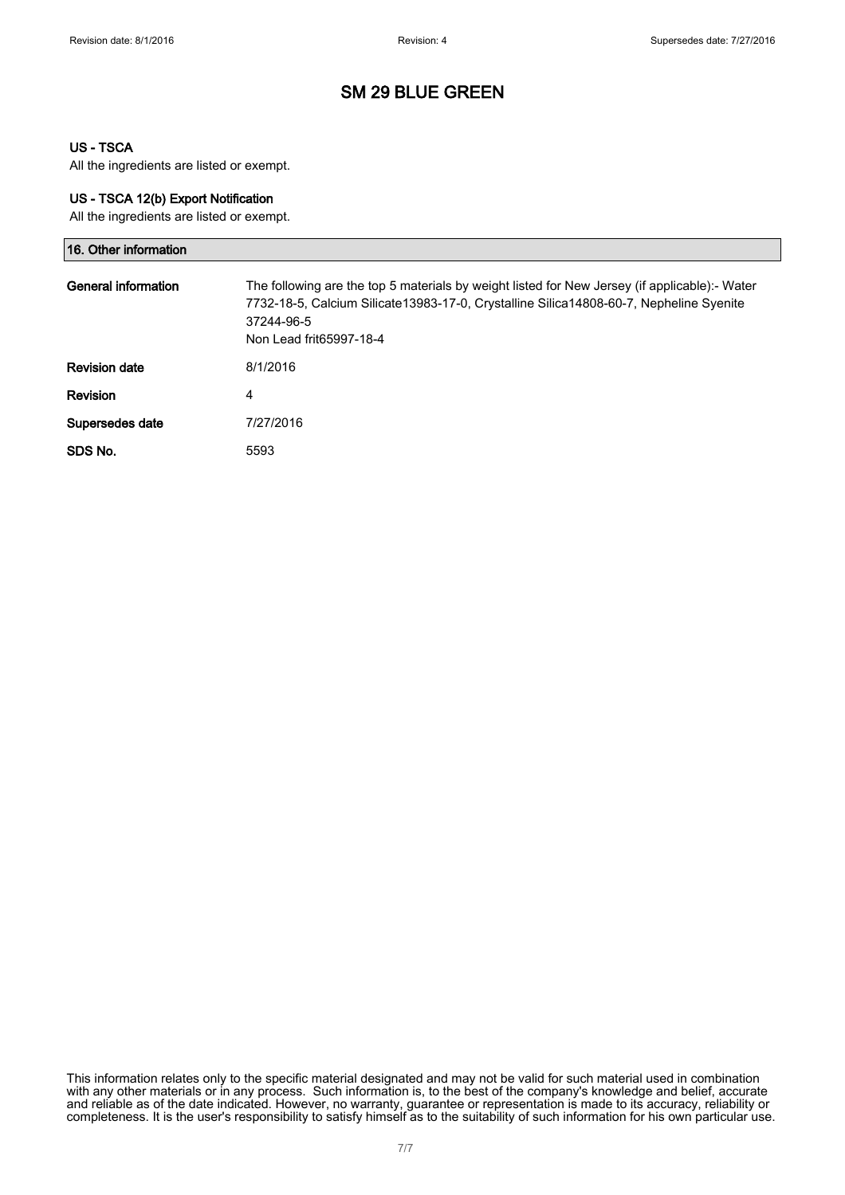# SM 29 BLUE GREEN

### US - TSCA

All the ingredients are listed or exempt.

### US - TSCA 12(b) Export Notification

All the ingredients are listed or exempt.

## 16. Other information

| | |
|---|---|
| **General information** | The following are the top 5 materials by weight listed for New Jersey (if applicable):- Water 7732-18-5, Calcium Silicate13983-17-0, Crystalline Silica14808-60-7, Nepheline Syenite 37244-96-5<br>Non Lead frit65997-18-4 |
| **Revision date** | 8/1/2016 |
| **Revision** | 4 |
| **Supersedes date** | 7/27/2016 |
| **SDS No.** | 5593 |

This information relates only to the specific material designated and may not be valid for such material used in combination with any other materials or in any process. Such information is, to the best of the company's knowledge and belief, accurate and reliable as of the date indicated. However, no warranty, guarantee or representation is made to its accuracy, reliability or completeness. It is the user's responsibility to satisfy himself as to the suitability of such information for his own particular use.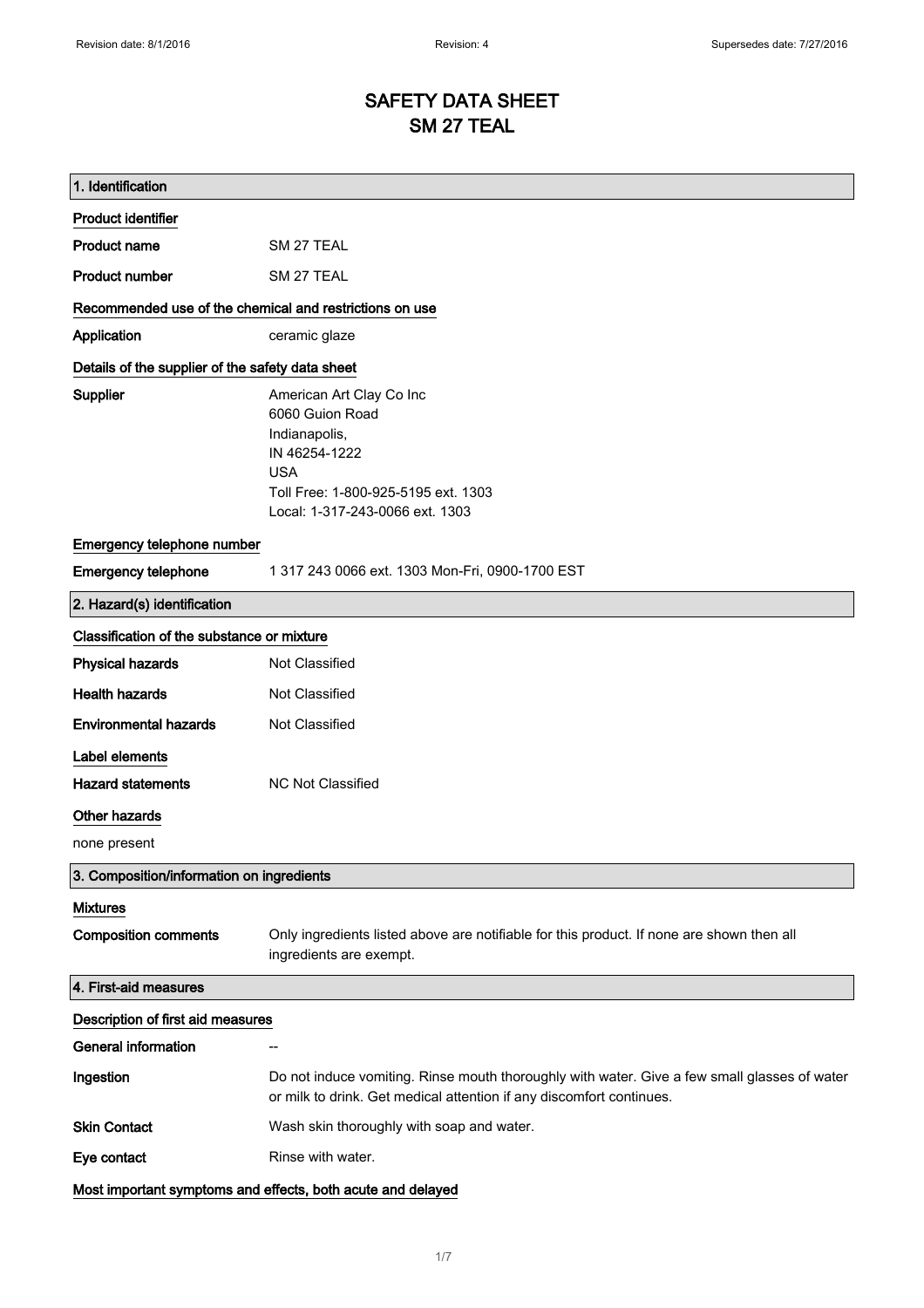# SAFETY DATA SHEET
# SM 27 TEAL

## 1. Identification

### Product identifier

| | |
|---|---|
| **Product name** | SM 27 TEAL |
| **Product number** | SM 27 TEAL |

### Recommended use of the chemical and restrictions on use

| | |
|---|---|
| **Application** | ceramic glaze |

### Details of the supplier of the safety data sheet

**Supplier**

American Art Clay Co Inc
6060 Guion Road
Indianapolis,
IN 46254-1222
USA
Toll Free: 1-800-925-5195 ext. 1303
Local: 1-317-243-0066 ext. 1303

### Emergency telephone number

| | |
|---|---|
| **Emergency telephone** | 1 317 243 0066 ext. 1303 Mon-Fri, 0900-1700 EST |

## 2. Hazard(s) identification

### Classification of the substance or mixture

| | |
|---|---|
| **Physical hazards** | Not Classified |
| **Health hazards** | Not Classified |
| **Environmental hazards** | Not Classified |

### Label elements

| | |
|---|---|
| **Hazard statements** | NC Not Classified |

### Other hazards

none present

## 3. Composition/information on ingredients

### Mixtures

| | |
|---|---|
| **Composition comments** | Only ingredients listed above are notifiable for this product. If none are shown then all ingredients are exempt. |

## 4. First-aid measures

### Description of first aid measures

| | |
|---|---|
| **General information** | -- |
| **Ingestion** | Do not induce vomiting. Rinse mouth thoroughly with water. Give a few small glasses of water or milk to drink. Get medical attention if any discomfort continues. |
| **Skin Contact** | Wash skin thoroughly with soap and water. |
| **Eye contact** | Rinse with water. |

### Most important symptoms and effects, both acute and delayed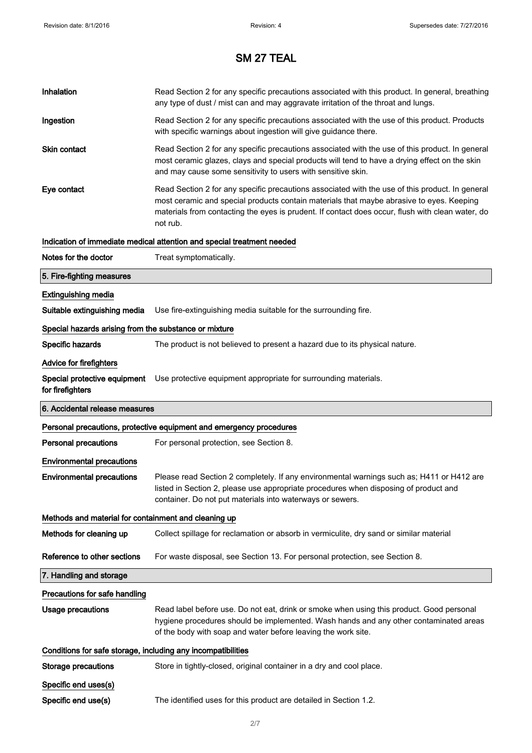# SM 27 TEAL

**Inhalation** Read Section 2 for any specific precautions associated with this product. In general, breathing any type of dust / mist can and may aggravate irritation of the throat and lungs.

**Ingestion** Read Section 2 for any specific precautions associated with the use of this product. Products with specific warnings about ingestion will give guidance there.

**Skin contact** Read Section 2 for any specific precautions associated with the use of this product. In general most ceramic glazes, clays and special products will tend to have a drying effect on the skin and may cause some sensitivity to users with sensitive skin.

**Eye contact** Read Section 2 for any specific precautions associated with the use of this product. In general most ceramic and special products contain materials that maybe abrasive to eyes. Keeping materials from contacting the eyes is prudent. If contact does occur, flush with clean water, do not rub.

### Indication of immediate medical attention and special treatment needed

**Notes for the doctor** Treat symptomatically.

## 5. Fire-fighting measures

### Extinguishing media

**Suitable extinguishing media** Use fire-extinguishing media suitable for the surrounding fire.

### Special hazards arising from the substance or mixture

**Specific hazards** The product is not believed to present a hazard due to its physical nature.

### Advice for firefighters

**Special protective equipment for firefighters** Use protective equipment appropriate for surrounding materials.

## 6. Accidental release measures

### Personal precautions, protective equipment and emergency procedures

**Personal precautions** For personal protection, see Section 8.

### Environmental precautions

**Environmental precautions** Please read Section 2 completely. If any environmental warnings such as; H411 or H412 are listed in Section 2, please use appropriate procedures when disposing of product and container. Do not put materials into waterways or sewers.

### Methods and material for containment and cleaning up

**Methods for cleaning up** Collect spillage for reclamation or absorb in vermiculite, dry sand or similar material

**Reference to other sections** For waste disposal, see Section 13. For personal protection, see Section 8.

## 7. Handling and storage

### Precautions for safe handling

**Usage precautions** Read label before use. Do not eat, drink or smoke when using this product. Good personal hygiene procedures should be implemented. Wash hands and any other contaminated areas of the body with soap and water before leaving the work site.

### Conditions for safe storage, including any incompatibilities

**Storage precautions** Store in tightly-closed, original container in a dry and cool place.

### Specific end uses(s)

**Specific end use(s)** The identified uses for this product are detailed in Section 1.2.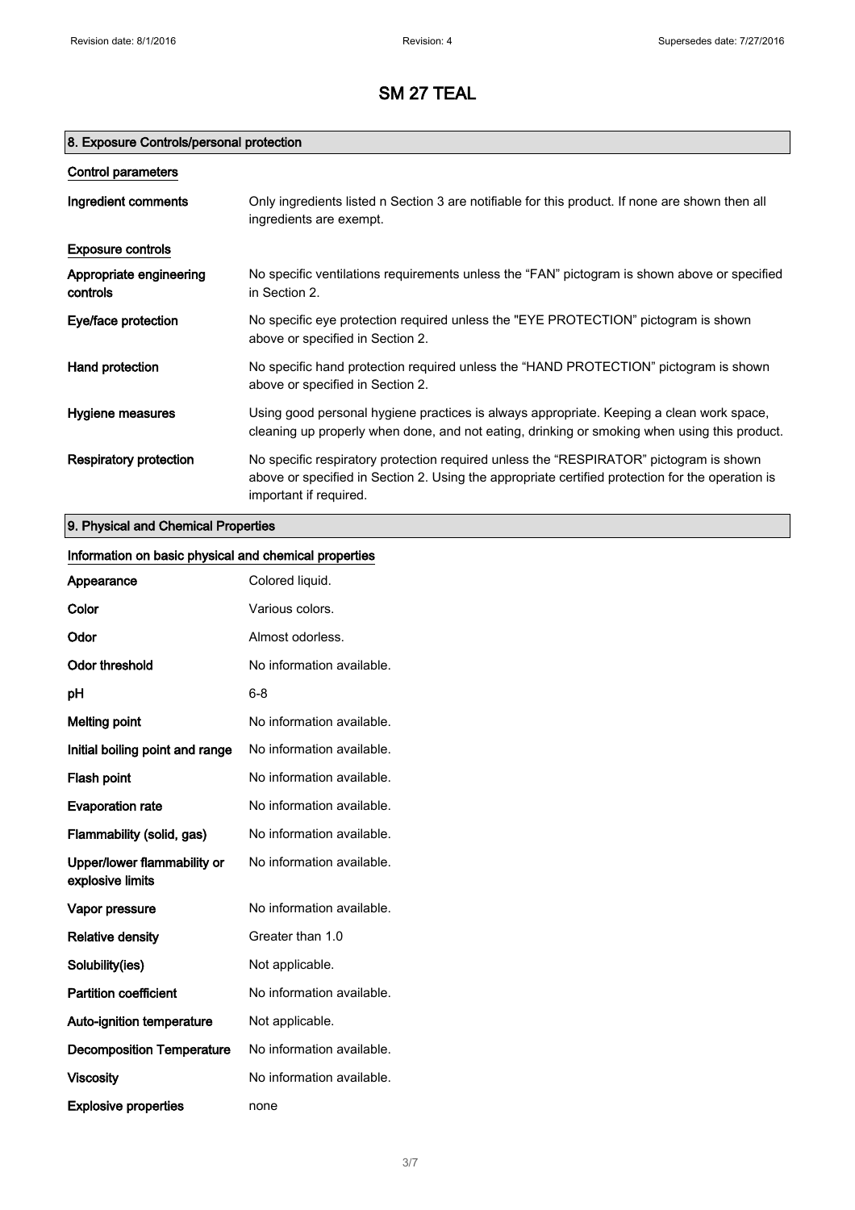# SM 27 TEAL

## 8. Exposure Controls/personal protection

### Control parameters

**Ingredient comments** Only ingredients listed n Section 3 are notifiable for this product. If none are shown then all ingredients are exempt.

### Exposure controls

**Appropriate engineering controls** No specific ventilations requirements unless the “FAN” pictogram is shown above or specified in Section 2.

**Eye/face protection** No specific eye protection required unless the "EYE PROTECTION” pictogram is shown above or specified in Section 2.

**Hand protection** No specific hand protection required unless the “HAND PROTECTION” pictogram is shown above or specified in Section 2.

**Hygiene measures** Using good personal hygiene practices is always appropriate. Keeping a clean work space, cleaning up properly when done, and not eating, drinking or smoking when using this product.

**Respiratory protection** No specific respiratory protection required unless the “RESPIRATOR” pictogram is shown above or specified in Section 2. Using the appropriate certified protection for the operation is important if required.

## 9. Physical and Chemical Properties

### Information on basic physical and chemical properties

| Property | Value |
|---|---|
| Appearance | Colored liquid. |
| Color | Various colors. |
| Odor | Almost odorless. |
| Odor threshold | No information available. |
| pH | 6-8 |
| Melting point | No information available. |
| Initial boiling point and range | No information available. |
| Flash point | No information available. |
| Evaporation rate | No information available. |
| Flammability (solid, gas) | No information available. |
| Upper/lower flammability or explosive limits | No information available. |
| Vapor pressure | No information available. |
| Relative density | Greater than 1.0 |
| Solubility(ies) | Not applicable. |
| Partition coefficient | No information available. |
| Auto-ignition temperature | Not applicable. |
| Decomposition Temperature | No information available. |
| Viscosity | No information available. |
| Explosive properties | none |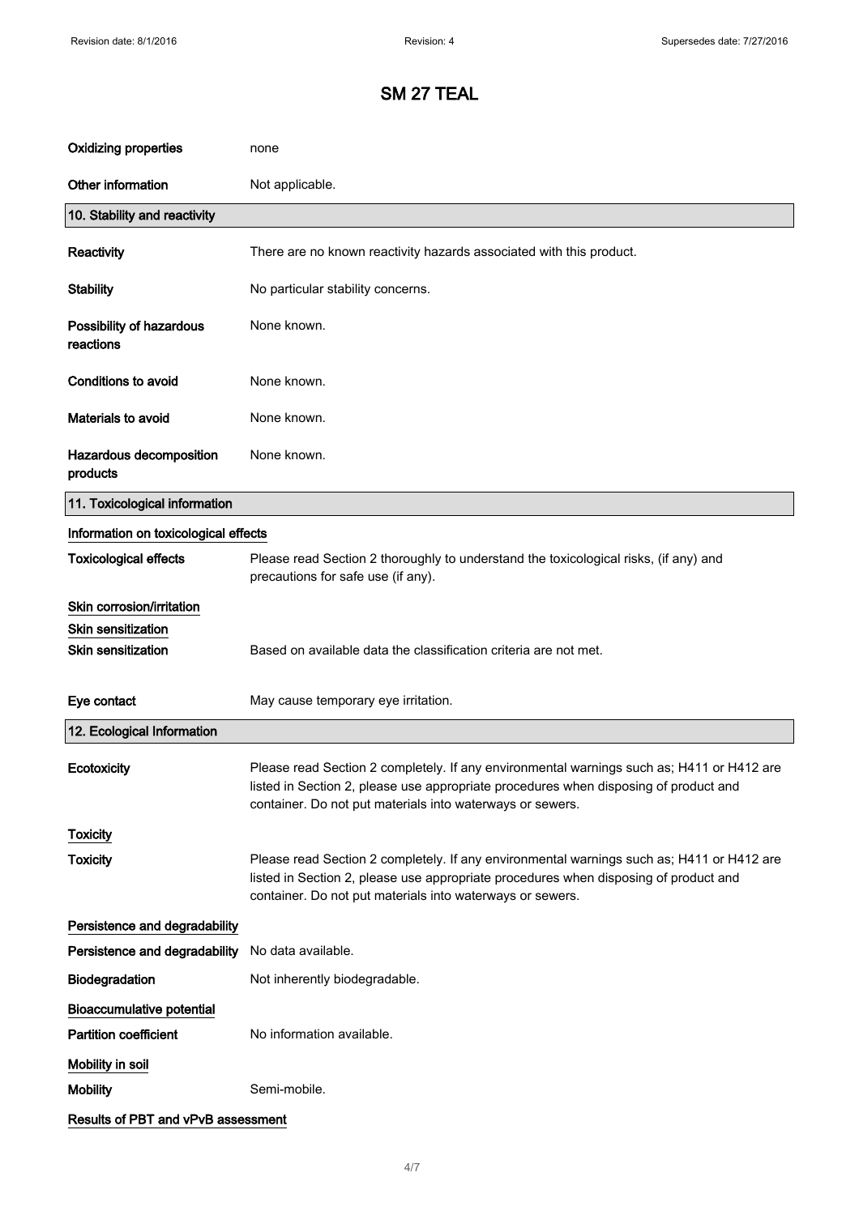# SM 27 TEAL

| | |
|---|---|
| **Oxidizing properties** | none |
| **Other information** | Not applicable. |

## 10. Stability and reactivity

| | |
|---|---|
| **Reactivity** | There are no known reactivity hazards associated with this product. |
| **Stability** | No particular stability concerns. |
| **Possibility of hazardous reactions** | None known. |
| **Conditions to avoid** | None known. |
| **Materials to avoid** | None known. |
| **Hazardous decomposition products** | None known. |

## 11. Toxicological information

**Information on toxicological effects**

| | |
|---|---|
| **Toxicological effects** | Please read Section 2 thoroughly to understand the toxicological risks, (if any) and precautions for safe use (if any). |

**Skin corrosion/irritation**

**Skin sensitization**

| | |
|---|---|
| **Skin sensitization** | Based on available data the classification criteria are not met. |
| **Eye contact** | May cause temporary eye irritation. |

## 12. Ecological Information

| | |
|---|---|
| **Ecotoxicity** | Please read Section 2 completely. If any environmental warnings such as; H411 or H412 are listed in Section 2, please use appropriate procedures when disposing of product and container. Do not put materials into waterways or sewers. |

**Toxicity**

| | |
|---|---|
| **Toxicity** | Please read Section 2 completely. If any environmental warnings such as; H411 or H412 are listed in Section 2, please use appropriate procedures when disposing of product and container. Do not put materials into waterways or sewers. |

**Persistence and degradability**

| | |
|---|---|
| **Persistence and degradability** | No data available. |
| **Biodegradation** | Not inherently biodegradable. |

**Bioaccumulative potential**

| | |
|---|---|
| **Partition coefficient** | No information available. |

**Mobility in soil**

| | |
|---|---|
| **Mobility** | Semi-mobile. |

**Results of PBT and vPvB assessment**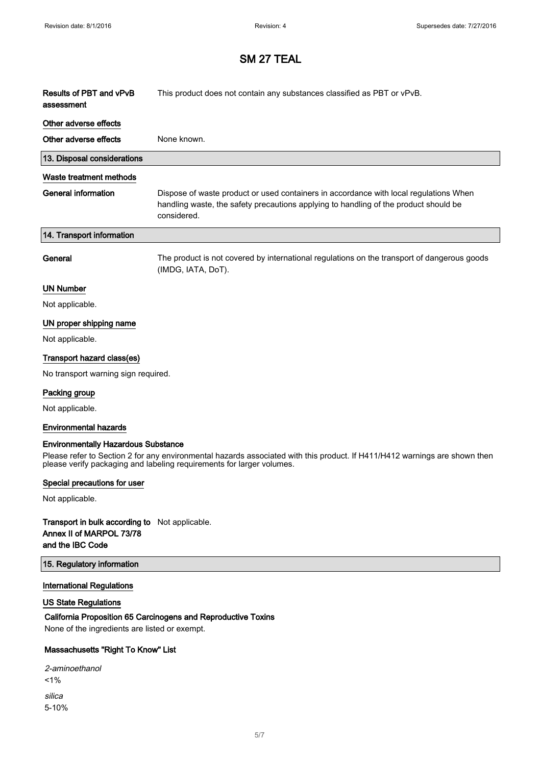# SM 27 TEAL

**Results of PBT and vPvB assessment** This product does not contain any substances classified as PBT or vPvB.

### Other adverse effects

**Other adverse effects** None known.

## 13. Disposal considerations

### Waste treatment methods

**General information** Dispose of waste product or used containers in accordance with local regulations When handling waste, the safety precautions applying to handling of the product should be considered.

## 14. Transport information

**General** The product is not covered by international regulations on the transport of dangerous goods (IMDG, IATA, DoT).

### UN Number

Not applicable.

### UN proper shipping name

Not applicable.

### Transport hazard class(es)

No transport warning sign required.

### Packing group

Not applicable.

### Environmental hazards

**Environmentally Hazardous Substance**

Please refer to Section 2 for any environmental hazards associated with this product. If H411/H412 warnings are shown then please verify packaging and labeling requirements for larger volumes.

### Special precautions for user

Not applicable.

**Transport in bulk according to Annex II of MARPOL 73/78 and the IBC Code** Not applicable.

## 15. Regulatory information

### International Regulations

### US State Regulations

**California Proposition 65 Carcinogens and Reproductive Toxins**

None of the ingredients are listed or exempt.

**Massachusetts "Right To Know" List**

*2-aminoethanol*
<1%

*silica*
5-10%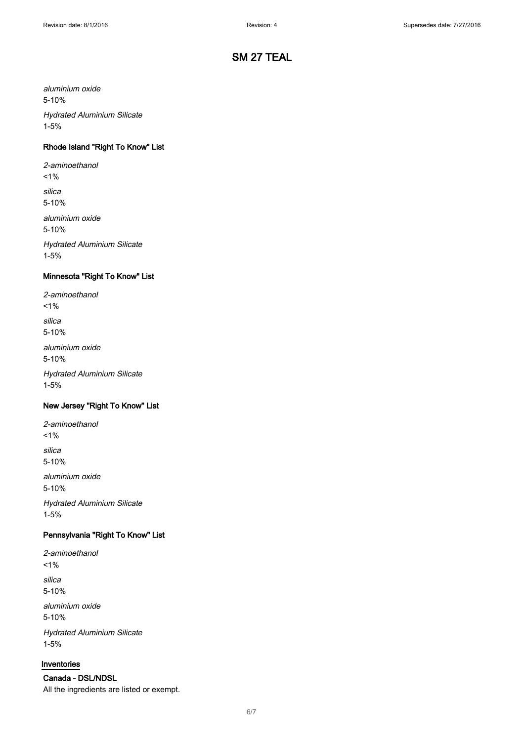*aluminium oxide*
5-10%

*Hydrated Aluminium Silicate*
1-5%

### Rhode Island "Right To Know" List

*2-aminoethanol*
<1%

*silica*
5-10%

*aluminium oxide*
5-10%

*Hydrated Aluminium Silicate*
1-5%

### Minnesota "Right To Know" List

*2-aminoethanol*
<1%

*silica*
5-10%

*aluminium oxide*
5-10%

*Hydrated Aluminium Silicate*
1-5%

### New Jersey "Right To Know" List

*2-aminoethanol*
<1%

*silica*
5-10%

*aluminium oxide*
5-10%

*Hydrated Aluminium Silicate*
1-5%

### Pennsylvania "Right To Know" List

*2-aminoethanol*
<1%

*silica*
5-10%

*aluminium oxide*
5-10%

*Hydrated Aluminium Silicate*
1-5%

## Inventories

### Canada - DSL/NDSL

All the ingredients are listed or exempt.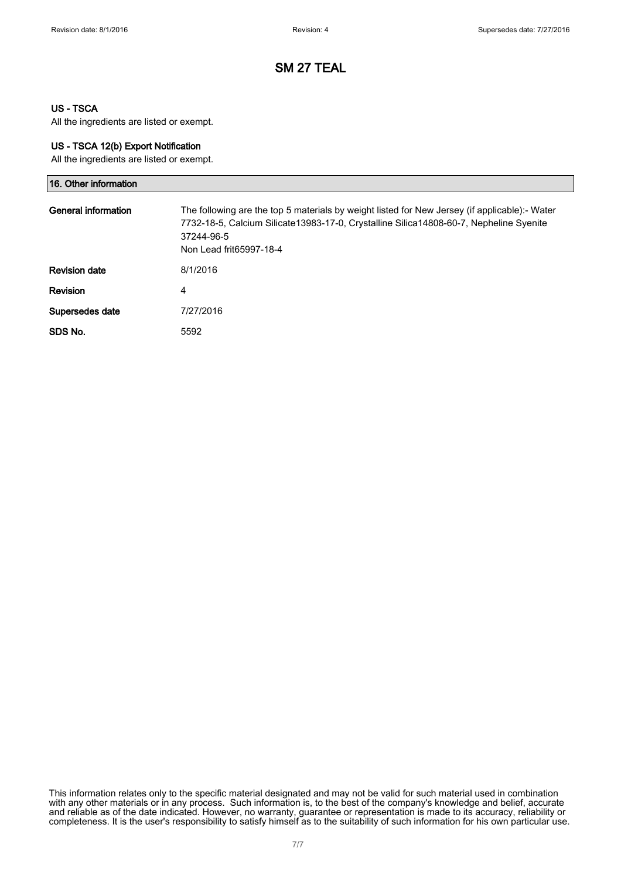# SM 27 TEAL

### US - TSCA

All the ingredients are listed or exempt.

### US - TSCA 12(b) Export Notification

All the ingredients are listed or exempt.

## 16. Other information

| | |
|---|---|
| **General information** | The following are the top 5 materials by weight listed for New Jersey (if applicable):- Water 7732-18-5, Calcium Silicate13983-17-0, Crystalline Silica14808-60-7, Nepheline Syenite 37244-96-5<br>Non Lead frit65997-18-4 |
| **Revision date** | 8/1/2016 |
| **Revision** | 4 |
| **Supersedes date** | 7/27/2016 |
| **SDS No.** | 5592 |

This information relates only to the specific material designated and may not be valid for such material used in combination with any other materials or in any process. Such information is, to the best of the company's knowledge and belief, accurate and reliable as of the date indicated. However, no warranty, guarantee or representation is made to its accuracy, reliability or completeness. It is the user's responsibility to satisfy himself as to the suitability of such information for his own particular use.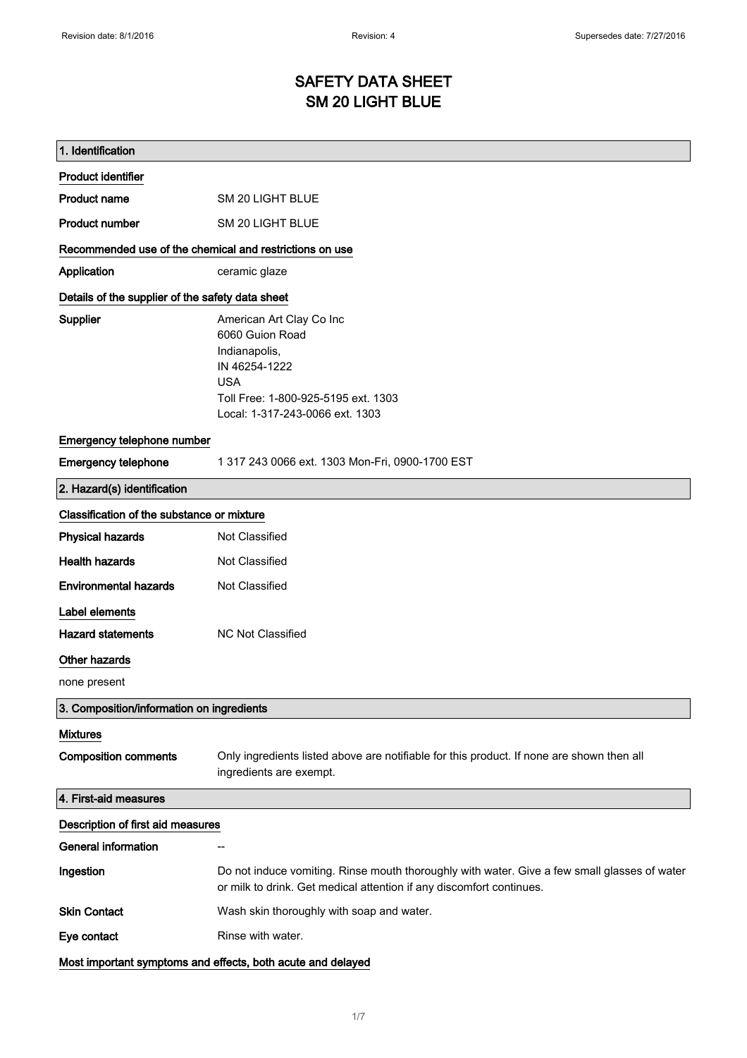# SAFETY DATA SHEET
# SM 20 LIGHT BLUE

## 1. Identification

### Product identifier

| | |
|---|---|
| **Product name** | SM 20 LIGHT BLUE |
| **Product number** | SM 20 LIGHT BLUE |

### Recommended use of the chemical and restrictions on use

| | |
|---|---|
| **Application** | ceramic glaze |

### Details of the supplier of the safety data sheet

**Supplier**

American Art Clay Co Inc
6060 Guion Road
Indianapolis,
IN 46254-1222
USA
Toll Free: 1-800-925-5195 ext. 1303
Local: 1-317-243-0066 ext. 1303

### Emergency telephone number

| | |
|---|---|
| **Emergency telephone** | 1 317 243 0066 ext. 1303 Mon-Fri, 0900-1700 EST |

## 2. Hazard(s) identification

### Classification of the substance or mixture

| | |
|---|---|
| **Physical hazards** | Not Classified |
| **Health hazards** | Not Classified |
| **Environmental hazards** | Not Classified |

### Label elements

| | |
|---|---|
| **Hazard statements** | NC Not Classified |

### Other hazards

none present

## 3. Composition/information on ingredients

### Mixtures

| | |
|---|---|
| **Composition comments** | Only ingredients listed above are notifiable for this product. If none are shown then all ingredients are exempt. |

## 4. First-aid measures

### Description of first aid measures

| | |
|---|---|
| **General information** | -- |
| **Ingestion** | Do not induce vomiting. Rinse mouth thoroughly with water. Give a few small glasses of water or milk to drink. Get medical attention if any discomfort continues. |
| **Skin Contact** | Wash skin thoroughly with soap and water. |
| **Eye contact** | Rinse with water. |

### Most important symptoms and effects, both acute and delayed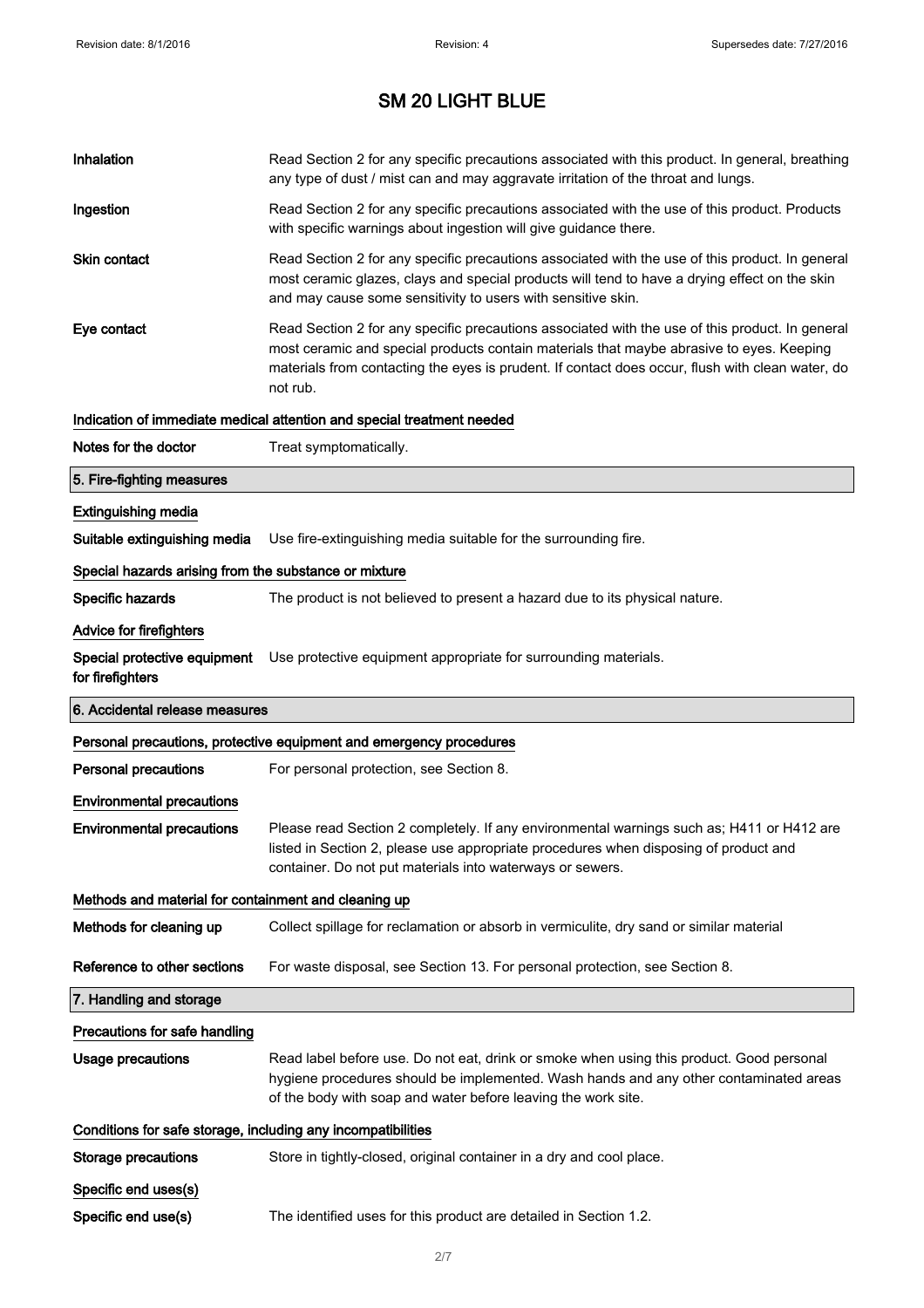# SM 20 LIGHT BLUE

**Inhalation**
Read Section 2 for any specific precautions associated with this product. In general, breathing any type of dust / mist can and may aggravate irritation of the throat and lungs.

**Ingestion**
Read Section 2 for any specific precautions associated with the use of this product. Products with specific warnings about ingestion will give guidance there.

**Skin contact**
Read Section 2 for any specific precautions associated with the use of this product. In general most ceramic glazes, clays and special products will tend to have a drying effect on the skin and may cause some sensitivity to users with sensitive skin.

**Eye contact**
Read Section 2 for any specific precautions associated with the use of this product. In general most ceramic and special products contain materials that maybe abrasive to eyes. Keeping materials from contacting the eyes is prudent. If contact does occur, flush with clean water, do not rub.

### Indication of immediate medical attention and special treatment needed

**Notes for the doctor**
Treat symptomatically.

## 5. Fire-fighting measures

### Extinguishing media

**Suitable extinguishing media**
Use fire-extinguishing media suitable for the surrounding fire.

### Special hazards arising from the substance or mixture

**Specific hazards**
The product is not believed to present a hazard due to its physical nature.

### Advice for firefighters

**Special protective equipment for firefighters**
Use protective equipment appropriate for surrounding materials.

## 6. Accidental release measures

### Personal precautions, protective equipment and emergency procedures

**Personal precautions**
For personal protection, see Section 8.

### Environmental precautions

**Environmental precautions**
Please read Section 2 completely. If any environmental warnings such as; H411 or H412 are listed in Section 2, please use appropriate procedures when disposing of product and container. Do not put materials into waterways or sewers.

### Methods and material for containment and cleaning up

**Methods for cleaning up**
Collect spillage for reclamation or absorb in vermiculite, dry sand or similar material

**Reference to other sections**
For waste disposal, see Section 13. For personal protection, see Section 8.

## 7. Handling and storage

### Precautions for safe handling

**Usage precautions**
Read label before use. Do not eat, drink or smoke when using this product. Good personal hygiene procedures should be implemented. Wash hands and any other contaminated areas of the body with soap and water before leaving the work site.

### Conditions for safe storage, including any incompatibilities

**Storage precautions**
Store in tightly-closed, original container in a dry and cool place.

### Specific end uses(s)

**Specific end use(s)**
The identified uses for this product are detailed in Section 1.2.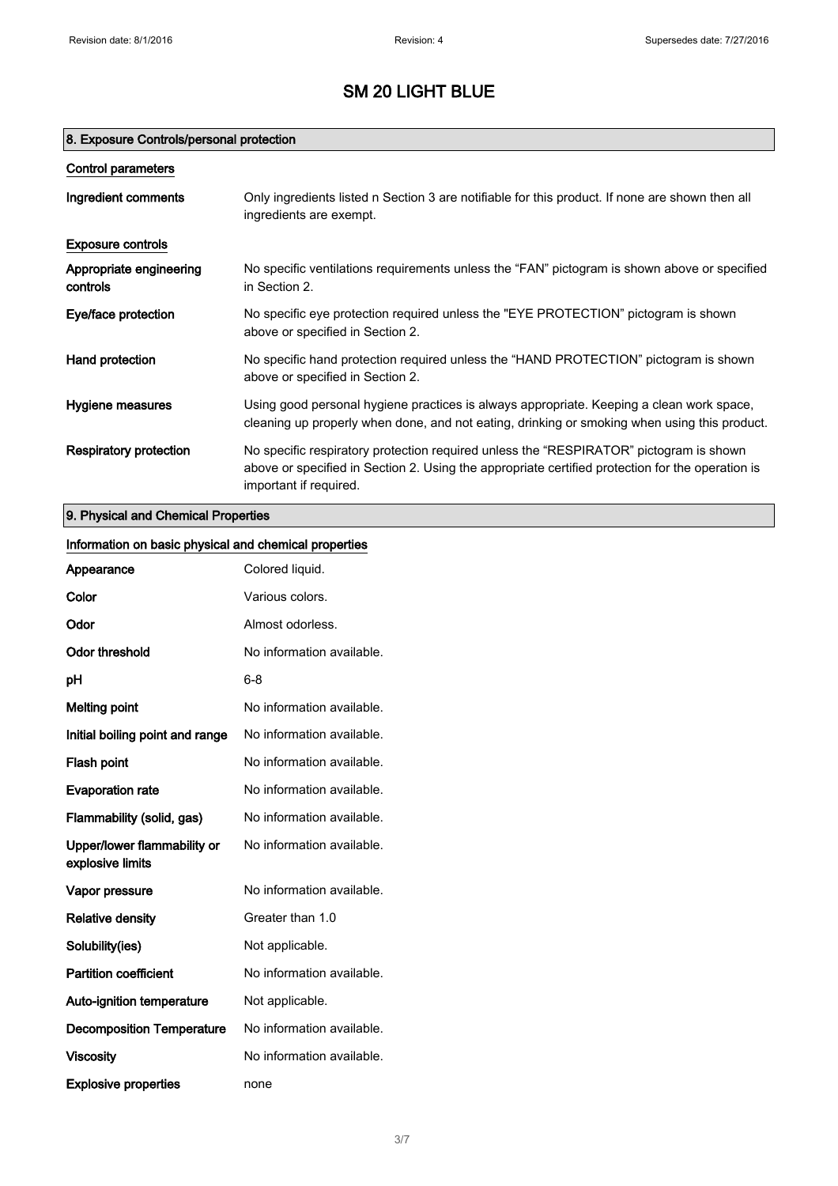# SM 20 LIGHT BLUE

## 8. Exposure Controls/personal protection

### Control parameters

| | |
|---|---|
| **Ingredient comments** | Only ingredients listed n Section 3 are notifiable for this product. If none are shown then all ingredients are exempt. |

### Exposure controls

| | |
|---|---|
| **Appropriate engineering controls** | No specific ventilations requirements unless the "FAN" pictogram is shown above or specified in Section 2. |
| **Eye/face protection** | No specific eye protection required unless the "EYE PROTECTION" pictogram is shown above or specified in Section 2. |
| **Hand protection** | No specific hand protection required unless the "HAND PROTECTION" pictogram is shown above or specified in Section 2. |
| **Hygiene measures** | Using good personal hygiene practices is always appropriate. Keeping a clean work space, cleaning up properly when done, and not eating, drinking or smoking when using this product. |
| **Respiratory protection** | No specific respiratory protection required unless the "RESPIRATOR" pictogram is shown above or specified in Section 2. Using the appropriate certified protection for the operation is important if required. |

## 9. Physical and Chemical Properties

### Information on basic physical and chemical properties

| | |
|---|---|
| **Appearance** | Colored liquid. |
| **Color** | Various colors. |
| **Odor** | Almost odorless. |
| **Odor threshold** | No information available. |
| **pH** | 6-8 |
| **Melting point** | No information available. |
| **Initial boiling point and range** | No information available. |
| **Flash point** | No information available. |
| **Evaporation rate** | No information available. |
| **Flammability (solid, gas)** | No information available. |
| **Upper/lower flammability or explosive limits** | No information available. |
| **Vapor pressure** | No information available. |
| **Relative density** | Greater than 1.0 |
| **Solubility(ies)** | Not applicable. |
| **Partition coefficient** | No information available. |
| **Auto-ignition temperature** | Not applicable. |
| **Decomposition Temperature** | No information available. |
| **Viscosity** | No information available. |
| **Explosive properties** | none |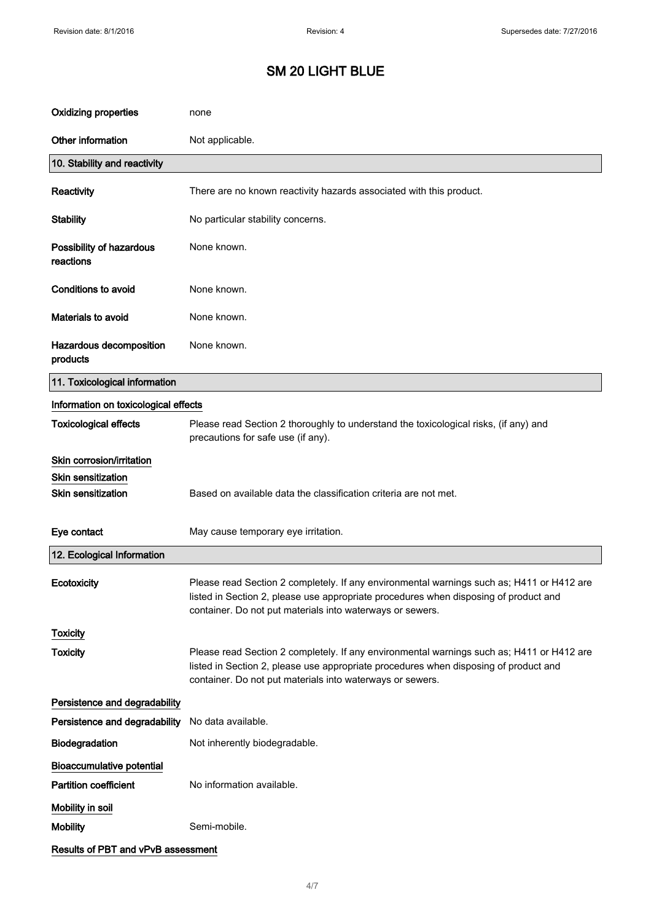# SM 20 LIGHT BLUE

| | |
|---|---|
| **Oxidizing properties** | none |
| **Other information** | Not applicable. |

## 10. Stability and reactivity

| | |
|---|---|
| **Reactivity** | There are no known reactivity hazards associated with this product. |
| **Stability** | No particular stability concerns. |
| **Possibility of hazardous reactions** | None known. |
| **Conditions to avoid** | None known. |
| **Materials to avoid** | None known. |
| **Hazardous decomposition products** | None known. |

## 11. Toxicological information

**Information on toxicological effects**

| | |
|---|---|
| **Toxicological effects** | Please read Section 2 thoroughly to understand the toxicological risks, (if any) and precautions for safe use (if any). |

**Skin corrosion/irritation**

**Skin sensitization**

| | |
|---|---|
| **Skin sensitization** | Based on available data the classification criteria are not met. |
| **Eye contact** | May cause temporary eye irritation. |

## 12. Ecological Information

| | |
|---|---|
| **Ecotoxicity** | Please read Section 2 completely. If any environmental warnings such as; H411 or H412 are listed in Section 2, please use appropriate procedures when disposing of product and container. Do not put materials into waterways or sewers. |

**Toxicity**

| | |
|---|---|
| **Toxicity** | Please read Section 2 completely. If any environmental warnings such as; H411 or H412 are listed in Section 2, please use appropriate procedures when disposing of product and container. Do not put materials into waterways or sewers. |

**Persistence and degradability**

| | |
|---|---|
| **Persistence and degradability** | No data available. |
| **Biodegradation** | Not inherently biodegradable. |

**Bioaccumulative potential**

| | |
|---|---|
| **Partition coefficient** | No information available. |

**Mobility in soil**

| | |
|---|---|
| **Mobility** | Semi-mobile. |

**Results of PBT and vPvB assessment**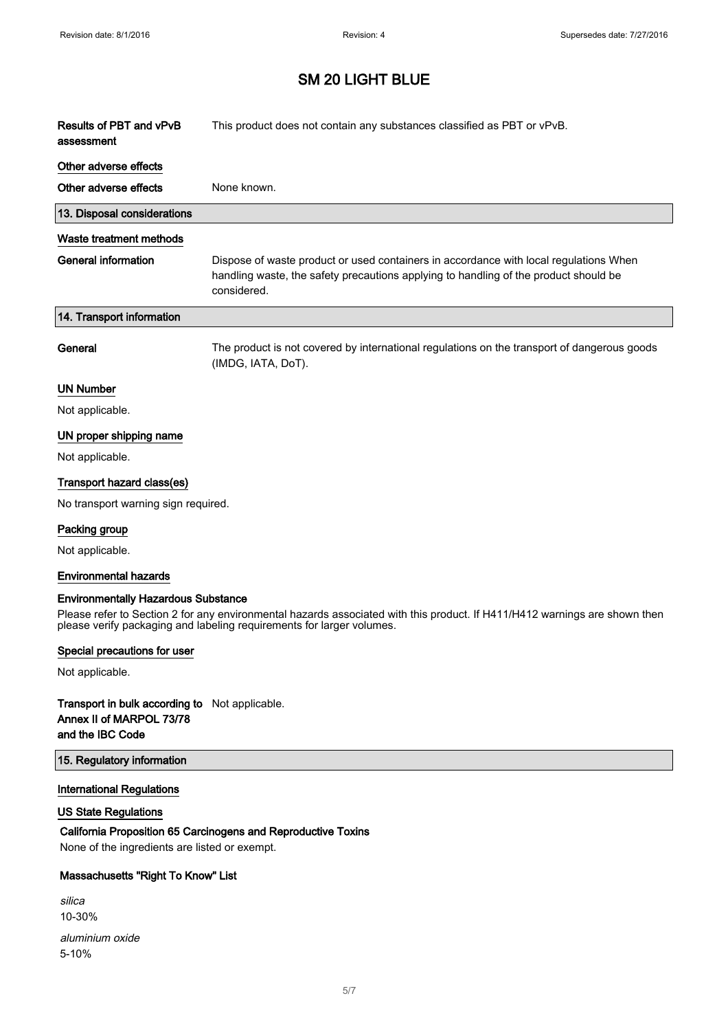# SM 20 LIGHT BLUE

| | |
|---|---|
| **Results of PBT and vPvB assessment** | This product does not contain any substances classified as PBT or vPvB. |

**Other adverse effects**

| | |
|---|---|
| **Other adverse effects** | None known. |

## 13. Disposal considerations

**Waste treatment methods**

| | |
|---|---|
| **General information** | Dispose of waste product or used containers in accordance with local regulations When handling waste, the safety precautions applying to handling of the product should be considered. |

## 14. Transport information

| | |
|---|---|
| **General** | The product is not covered by international regulations on the transport of dangerous goods (IMDG, IATA, DoT). |

**UN Number**

Not applicable.

**UN proper shipping name**

Not applicable.

**Transport hazard class(es)**

No transport warning sign required.

**Packing group**

Not applicable.

**Environmental hazards**

**Environmentally Hazardous Substance**

Please refer to Section 2 for any environmental hazards associated with this product. If H411/H412 warnings are shown then please verify packaging and labeling requirements for larger volumes.

**Special precautions for user**

Not applicable.

| | |
|---|---|
| **Transport in bulk according to Annex II of MARPOL 73/78 and the IBC Code** | Not applicable. |

## 15. Regulatory information

**International Regulations**

**US State Regulations**

**California Proposition 65 Carcinogens and Reproductive Toxins**

None of the ingredients are listed or exempt.

**Massachusetts "Right To Know" List**

*silica*
10-30%

*aluminium oxide*
5-10%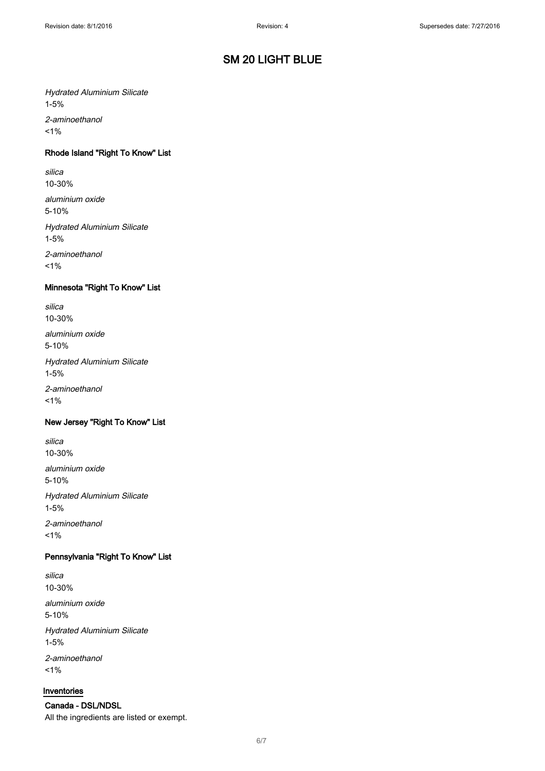# SM 20 LIGHT BLUE

*Hydrated Aluminium Silicate*
1-5%

*2-aminoethanol*
<1%

### Rhode Island "Right To Know" List

*silica*
10-30%

*aluminium oxide*
5-10%

*Hydrated Aluminium Silicate*
1-5%

*2-aminoethanol*
<1%

### Minnesota "Right To Know" List

*silica*
10-30%

*aluminium oxide*
5-10%

*Hydrated Aluminium Silicate*
1-5%

*2-aminoethanol*
<1%

### New Jersey "Right To Know" List

*silica*
10-30%

*aluminium oxide*
5-10%

*Hydrated Aluminium Silicate*
1-5%

*2-aminoethanol*
<1%

### Pennsylvania "Right To Know" List

*silica*
10-30%

*aluminium oxide*
5-10%

*Hydrated Aluminium Silicate*
1-5%

*2-aminoethanol*
<1%

## Inventories

### Canada - DSL/NDSL

All the ingredients are listed or exempt.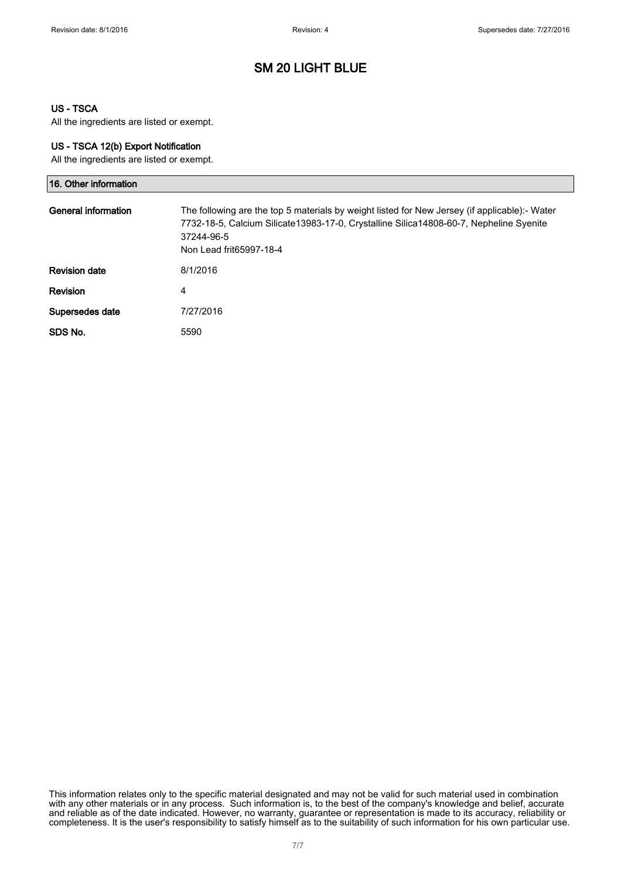# SM 20 LIGHT BLUE

### US - TSCA

All the ingredients are listed or exempt.

### US - TSCA 12(b) Export Notification

All the ingredients are listed or exempt.

## 16. Other information

| | |
|---|---|
| **General information** | The following are the top 5 materials by weight listed for New Jersey (if applicable):- Water 7732-18-5, Calcium Silicate13983-17-0, Crystalline Silica14808-60-7, Nepheline Syenite 37244-96-5<br>Non Lead frit65997-18-4 |
| **Revision date** | 8/1/2016 |
| **Revision** | 4 |
| **Supersedes date** | 7/27/2016 |
| **SDS No.** | 5590 |

This information relates only to the specific material designated and may not be valid for such material used in combination with any other materials or in any process. Such information is, to the best of the company's knowledge and belief, accurate and reliable as of the date indicated. However, no warranty, guarantee or representation is made to its accuracy, reliability or completeness. It is the user's responsibility to satisfy himself as to the suitability of such information for his own particular use.